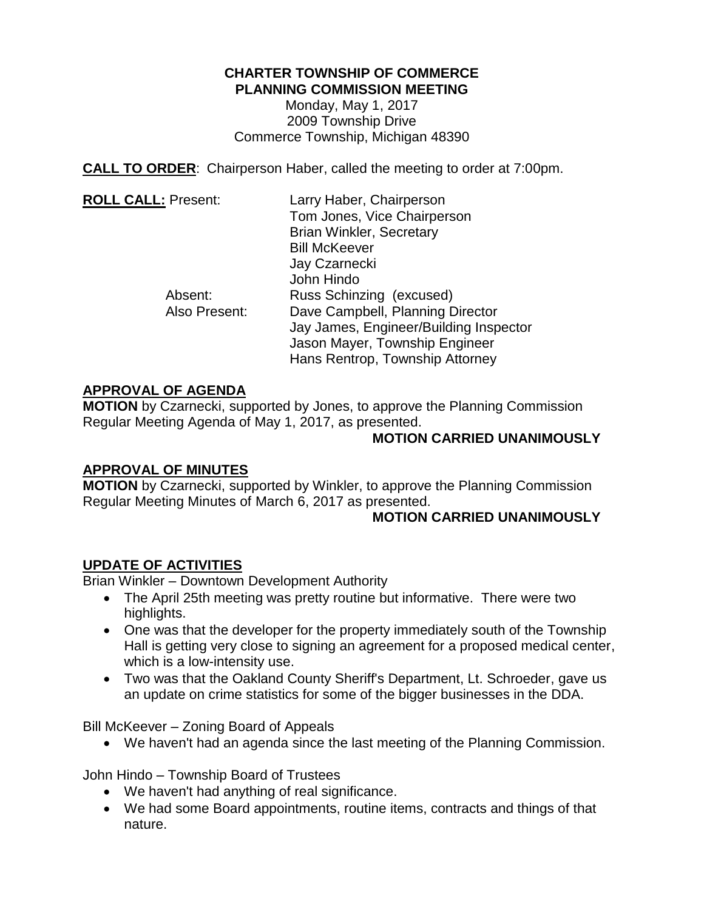**CHARTER TOWNSHIP OF COMMERCE**
**PLANNING COMMISSION MEETING**
Monday, May 1, 2017
2009 Township Drive
Commerce Township, Michigan 48390

**CALL TO ORDER**: Chairperson Haber, called the meeting to order at 7:00pm.

**ROLL CALL:** Present:

- Larry Haber, Chairperson
- Tom Jones, Vice Chairperson
- Brian Winkler, Secretary
- Bill McKeever
- Jay Czarnecki
- John Hindo

Absent: Russ Schinzing (excused)

Also Present:

- Dave Campbell, Planning Director
- Jay James, Engineer/Building Inspector
- Jason Mayer, Township Engineer
- Hans Rentrop, Township Attorney

## APPROVAL OF AGENDA

**MOTION** by Czarnecki, supported by Jones, to approve the Planning Commission Regular Meeting Agenda of May 1, 2017, as presented.

**MOTION CARRIED UNANIMOUSLY**

## APPROVAL OF MINUTES

**MOTION** by Czarnecki, supported by Winkler, to approve the Planning Commission Regular Meeting Minutes of March 6, 2017 as presented.

**MOTION CARRIED UNANIMOUSLY**

## UPDATE OF ACTIVITIES

Brian Winkler – Downtown Development Authority

- The April 25th meeting was pretty routine but informative. There were two highlights.
- One was that the developer for the property immediately south of the Township Hall is getting very close to signing an agreement for a proposed medical center, which is a low-intensity use.
- Two was that the Oakland County Sheriff's Department, Lt. Schroeder, gave us an update on crime statistics for some of the bigger businesses in the DDA.

Bill McKeever – Zoning Board of Appeals

- We haven't had an agenda since the last meeting of the Planning Commission.

John Hindo – Township Board of Trustees

- We haven't had anything of real significance.
- We had some Board appointments, routine items, contracts and things of that nature.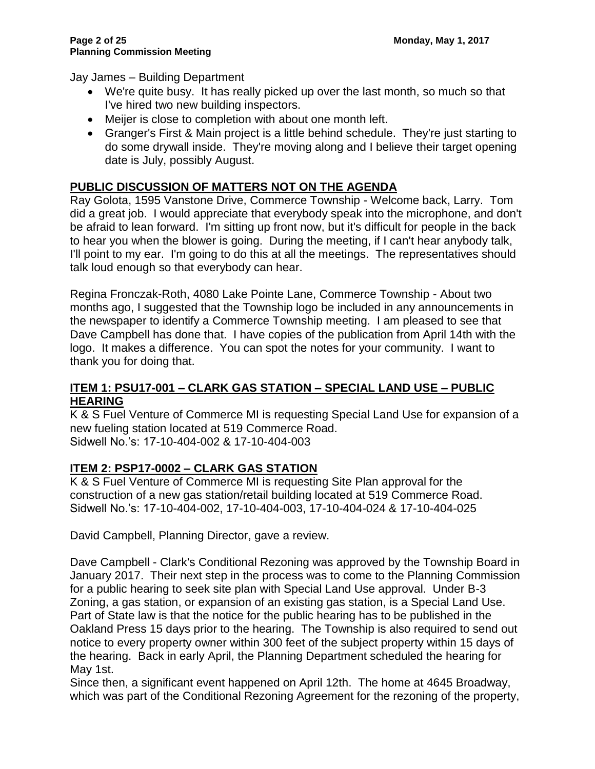Jay James – Building Department

- We're quite busy. It has really picked up over the last month, so much so that I've hired two new building inspectors.
- Meijer is close to completion with about one month left.
- Granger's First & Main project is a little behind schedule. They're just starting to do some drywall inside. They're moving along and I believe their target opening date is July, possibly August.

## PUBLIC DISCUSSION OF MATTERS NOT ON THE AGENDA

Ray Golota, 1595 Vanstone Drive, Commerce Township - Welcome back, Larry. Tom did a great job. I would appreciate that everybody speak into the microphone, and don't be afraid to lean forward. I'm sitting up front now, but it's difficult for people in the back to hear you when the blower is going. During the meeting, if I can't hear anybody talk, I'll point to my ear. I'm going to do this at all the meetings. The representatives should talk loud enough so that everybody can hear.

Regina Fronczak-Roth, 4080 Lake Pointe Lane, Commerce Township - About two months ago, I suggested that the Township logo be included in any announcements in the newspaper to identify a Commerce Township meeting. I am pleased to see that Dave Campbell has done that. I have copies of the publication from April 14th with the logo. It makes a difference. You can spot the notes for your community. I want to thank you for doing that.

## ITEM 1: PSU17-001 – CLARK GAS STATION – SPECIAL LAND USE – PUBLIC HEARING

K & S Fuel Venture of Commerce MI is requesting Special Land Use for expansion of a new fueling station located at 519 Commerce Road.
Sidwell No.'s: 17-10-404-002 & 17-10-404-003

## ITEM 2: PSP17-0002 – CLARK GAS STATION

K & S Fuel Venture of Commerce MI is requesting Site Plan approval for the construction of a new gas station/retail building located at 519 Commerce Road.
Sidwell No.'s: 17-10-404-002, 17-10-404-003, 17-10-404-024 & 17-10-404-025

David Campbell, Planning Director, gave a review.

Dave Campbell - Clark's Conditional Rezoning was approved by the Township Board in January 2017. Their next step in the process was to come to the Planning Commission for a public hearing to seek site plan with Special Land Use approval. Under B-3 Zoning, a gas station, or expansion of an existing gas station, is a Special Land Use. Part of State law is that the notice for the public hearing has to be published in the Oakland Press 15 days prior to the hearing. The Township is also required to send out notice to every property owner within 300 feet of the subject property within 15 days of the hearing. Back in early April, the Planning Department scheduled the hearing for May 1st.

Since then, a significant event happened on April 12th. The home at 4645 Broadway, which was part of the Conditional Rezoning Agreement for the rezoning of the property,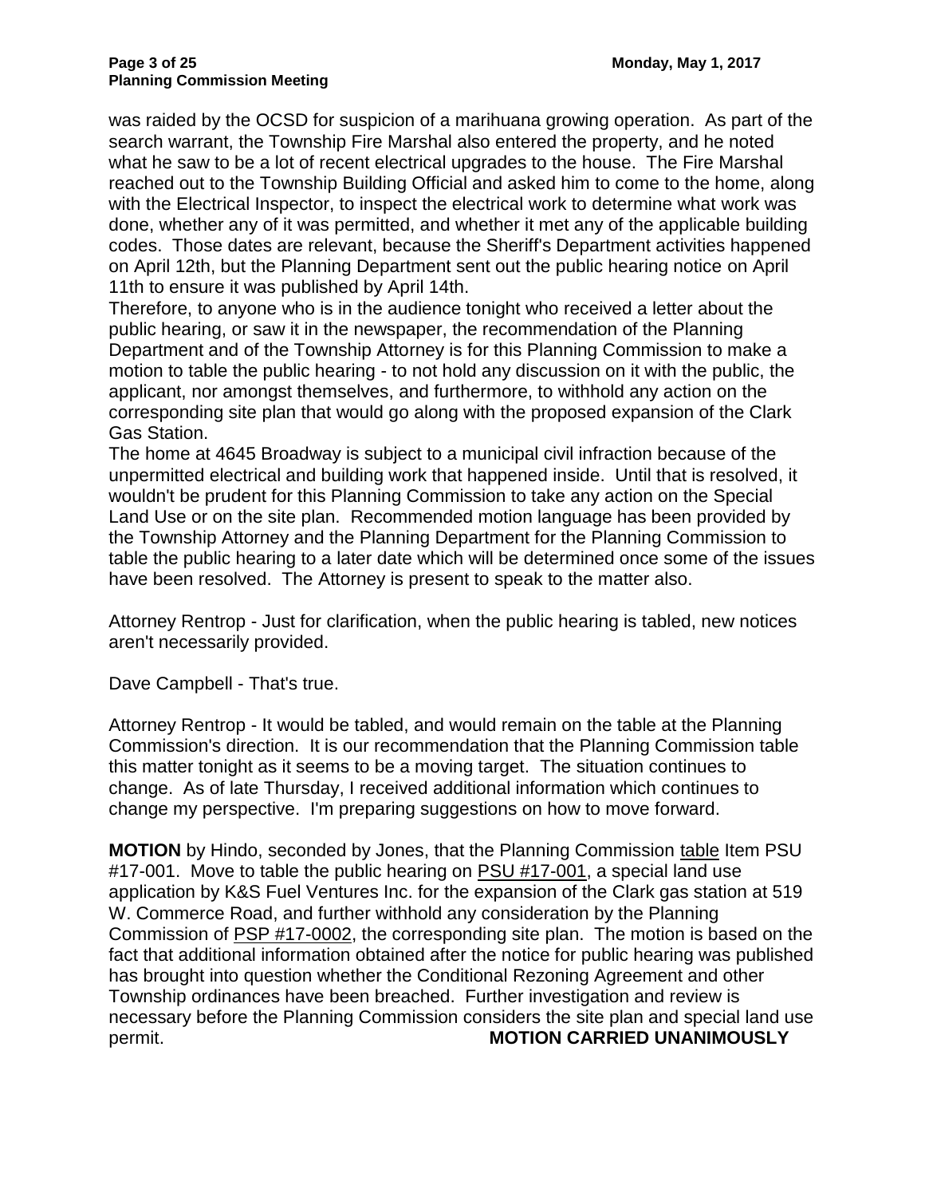was raided by the OCSD for suspicion of a marihuana growing operation. As part of the search warrant, the Township Fire Marshal also entered the property, and he noted what he saw to be a lot of recent electrical upgrades to the house. The Fire Marshal reached out to the Township Building Official and asked him to come to the home, along with the Electrical Inspector, to inspect the electrical work to determine what work was done, whether any of it was permitted, and whether it met any of the applicable building codes. Those dates are relevant, because the Sheriff's Department activities happened on April 12th, but the Planning Department sent out the public hearing notice on April 11th to ensure it was published by April 14th.

Therefore, to anyone who is in the audience tonight who received a letter about the public hearing, or saw it in the newspaper, the recommendation of the Planning Department and of the Township Attorney is for this Planning Commission to make a motion to table the public hearing - to not hold any discussion on it with the public, the applicant, nor amongst themselves, and furthermore, to withhold any action on the corresponding site plan that would go along with the proposed expansion of the Clark Gas Station.

The home at 4645 Broadway is subject to a municipal civil infraction because of the unpermitted electrical and building work that happened inside. Until that is resolved, it wouldn't be prudent for this Planning Commission to take any action on the Special Land Use or on the site plan. Recommended motion language has been provided by the Township Attorney and the Planning Department for the Planning Commission to table the public hearing to a later date which will be determined once some of the issues have been resolved. The Attorney is present to speak to the matter also.

Attorney Rentrop - Just for clarification, when the public hearing is tabled, new notices aren't necessarily provided.

Dave Campbell - That's true.

Attorney Rentrop - It would be tabled, and would remain on the table at the Planning Commission's direction. It is our recommendation that the Planning Commission table this matter tonight as it seems to be a moving target. The situation continues to change. As of late Thursday, I received additional information which continues to change my perspective. I'm preparing suggestions on how to move forward.

**MOTION** by Hindo, seconded by Jones, that the Planning Commission table Item PSU #17-001. Move to table the public hearing on PSU #17-001, a special land use application by K&S Fuel Ventures Inc. for the expansion of the Clark gas station at 519 W. Commerce Road, and further withhold any consideration by the Planning Commission of PSP #17-0002, the corresponding site plan. The motion is based on the fact that additional information obtained after the notice for public hearing was published has brought into question whether the Conditional Rezoning Agreement and other Township ordinances have been breached. Further investigation and review is necessary before the Planning Commission considers the site plan and special land use permit. **MOTION CARRIED UNANIMOUSLY**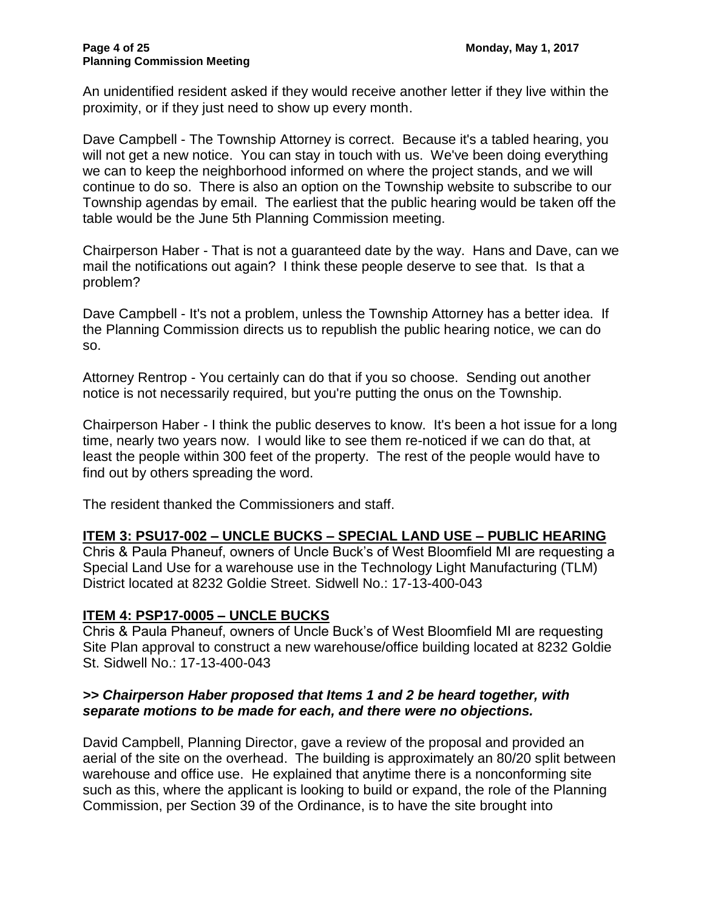An unidentified resident asked if they would receive another letter if they live within the proximity, or if they just need to show up every month.

Dave Campbell - The Township Attorney is correct. Because it's a tabled hearing, you will not get a new notice. You can stay in touch with us. We've been doing everything we can to keep the neighborhood informed on where the project stands, and we will continue to do so. There is also an option on the Township website to subscribe to our Township agendas by email. The earliest that the public hearing would be taken off the table would be the June 5th Planning Commission meeting.

Chairperson Haber - That is not a guaranteed date by the way. Hans and Dave, can we mail the notifications out again? I think these people deserve to see that. Is that a problem?

Dave Campbell - It's not a problem, unless the Township Attorney has a better idea. If the Planning Commission directs us to republish the public hearing notice, we can do so.

Attorney Rentrop - You certainly can do that if you so choose. Sending out another notice is not necessarily required, but you're putting the onus on the Township.

Chairperson Haber - I think the public deserves to know. It's been a hot issue for a long time, nearly two years now. I would like to see them re-noticed if we can do that, at least the people within 300 feet of the property. The rest of the people would have to find out by others spreading the word.

The resident thanked the Commissioners and staff.

## ITEM 3: PSU17-002 – UNCLE BUCKS – SPECIAL LAND USE – PUBLIC HEARING

Chris & Paula Phaneuf, owners of Uncle Buck's of West Bloomfield MI are requesting a Special Land Use for a warehouse use in the Technology Light Manufacturing (TLM) District located at 8232 Goldie Street. Sidwell No.: 17-13-400-043

## ITEM 4: PSP17-0005 – UNCLE BUCKS

Chris & Paula Phaneuf, owners of Uncle Buck's of West Bloomfield MI are requesting Site Plan approval to construct a new warehouse/office building located at 8232 Goldie St. Sidwell No.: 17-13-400-043

***>> Chairperson Haber proposed that Items 1 and 2 be heard together, with separate motions to be made for each, and there were no objections.***

David Campbell, Planning Director, gave a review of the proposal and provided an aerial of the site on the overhead. The building is approximately an 80/20 split between warehouse and office use. He explained that anytime there is a nonconforming site such as this, where the applicant is looking to build or expand, the role of the Planning Commission, per Section 39 of the Ordinance, is to have the site brought into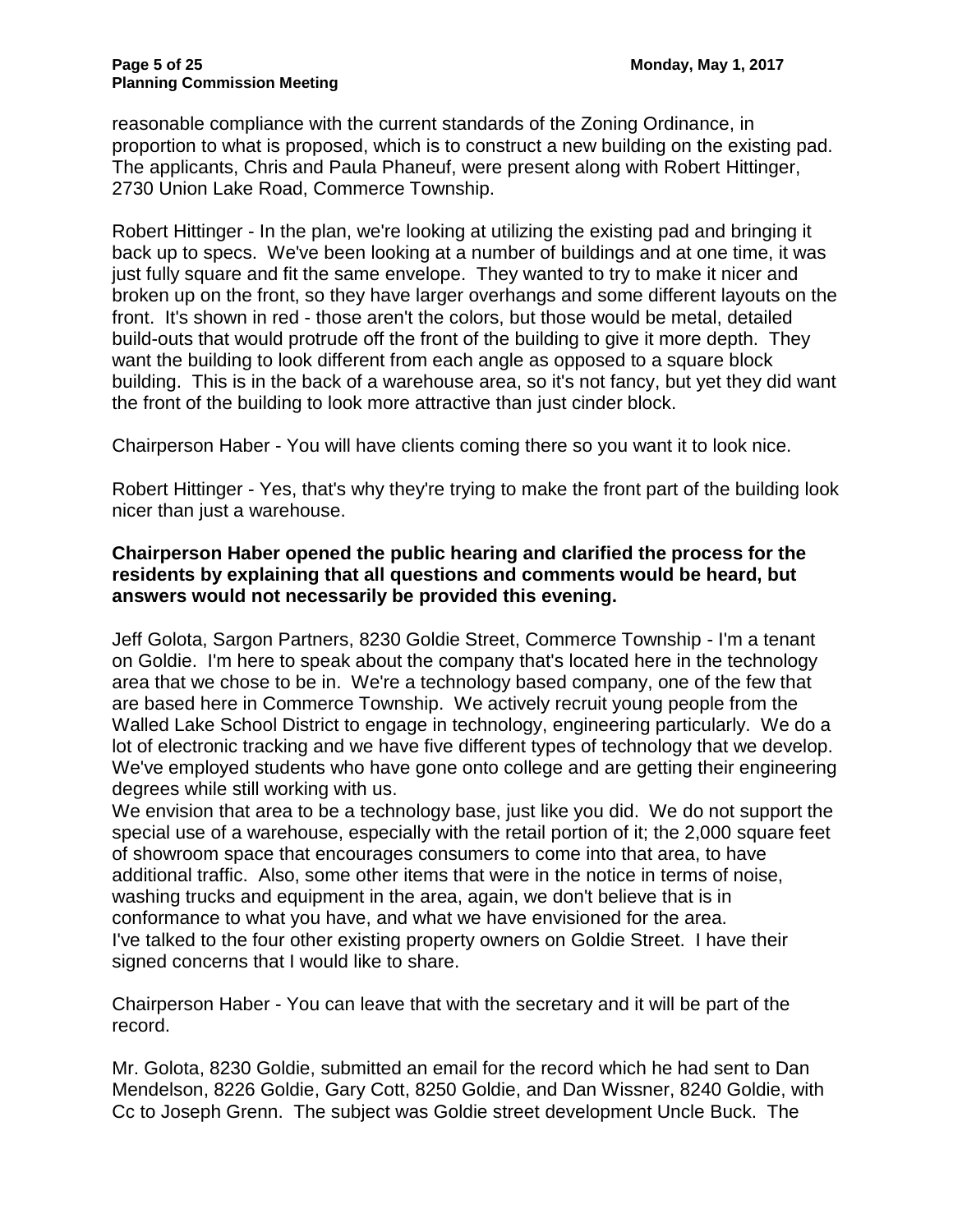reasonable compliance with the current standards of the Zoning Ordinance, in proportion to what is proposed, which is to construct a new building on the existing pad. The applicants, Chris and Paula Phaneuf, were present along with Robert Hittinger, 2730 Union Lake Road, Commerce Township.

Robert Hittinger - In the plan, we're looking at utilizing the existing pad and bringing it back up to specs. We've been looking at a number of buildings and at one time, it was just fully square and fit the same envelope. They wanted to try to make it nicer and broken up on the front, so they have larger overhangs and some different layouts on the front. It's shown in red - those aren't the colors, but those would be metal, detailed build-outs that would protrude off the front of the building to give it more depth. They want the building to look different from each angle as opposed to a square block building. This is in the back of a warehouse area, so it's not fancy, but yet they did want the front of the building to look more attractive than just cinder block.

Chairperson Haber - You will have clients coming there so you want it to look nice.

Robert Hittinger - Yes, that's why they're trying to make the front part of the building look nicer than just a warehouse.

**Chairperson Haber opened the public hearing and clarified the process for the residents by explaining that all questions and comments would be heard, but answers would not necessarily be provided this evening.**

Jeff Golota, Sargon Partners, 8230 Goldie Street, Commerce Township - I'm a tenant on Goldie. I'm here to speak about the company that's located here in the technology area that we chose to be in. We're a technology based company, one of the few that are based here in Commerce Township. We actively recruit young people from the Walled Lake School District to engage in technology, engineering particularly. We do a lot of electronic tracking and we have five different types of technology that we develop. We've employed students who have gone onto college and are getting their engineering degrees while still working with us.
We envision that area to be a technology base, just like you did. We do not support the special use of a warehouse, especially with the retail portion of it; the 2,000 square feet of showroom space that encourages consumers to come into that area, to have additional traffic. Also, some other items that were in the notice in terms of noise, washing trucks and equipment in the area, again, we don't believe that is in conformance to what you have, and what we have envisioned for the area.
I've talked to the four other existing property owners on Goldie Street. I have their signed concerns that I would like to share.

Chairperson Haber - You can leave that with the secretary and it will be part of the record.

Mr. Golota, 8230 Goldie, submitted an email for the record which he had sent to Dan Mendelson, 8226 Goldie, Gary Cott, 8250 Goldie, and Dan Wissner, 8240 Goldie, with Cc to Joseph Grenn. The subject was Goldie street development Uncle Buck. The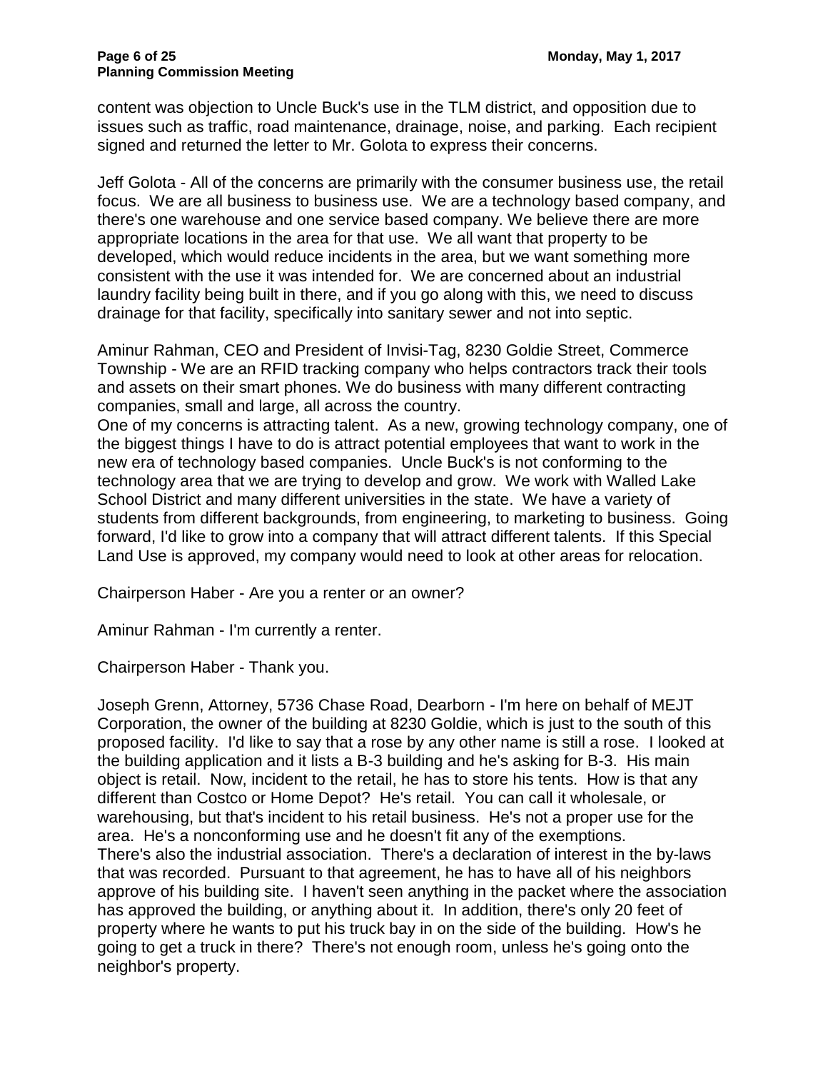content was objection to Uncle Buck's use in the TLM district, and opposition due to issues such as traffic, road maintenance, drainage, noise, and parking. Each recipient signed and returned the letter to Mr. Golota to express their concerns.

Jeff Golota - All of the concerns are primarily with the consumer business use, the retail focus. We are all business to business use. We are a technology based company, and there's one warehouse and one service based company. We believe there are more appropriate locations in the area for that use. We all want that property to be developed, which would reduce incidents in the area, but we want something more consistent with the use it was intended for. We are concerned about an industrial laundry facility being built in there, and if you go along with this, we need to discuss drainage for that facility, specifically into sanitary sewer and not into septic.

Aminur Rahman, CEO and President of Invisi-Tag, 8230 Goldie Street, Commerce Township - We are an RFID tracking company who helps contractors track their tools and assets on their smart phones. We do business with many different contracting companies, small and large, all across the country.
One of my concerns is attracting talent. As a new, growing technology company, one of the biggest things I have to do is attract potential employees that want to work in the new era of technology based companies. Uncle Buck's is not conforming to the technology area that we are trying to develop and grow. We work with Walled Lake School District and many different universities in the state. We have a variety of students from different backgrounds, from engineering, to marketing to business. Going forward, I'd like to grow into a company that will attract different talents. If this Special Land Use is approved, my company would need to look at other areas for relocation.

Chairperson Haber - Are you a renter or an owner?

Aminur Rahman - I'm currently a renter.

Chairperson Haber - Thank you.

Joseph Grenn, Attorney, 5736 Chase Road, Dearborn - I'm here on behalf of MEJT Corporation, the owner of the building at 8230 Goldie, which is just to the south of this proposed facility. I'd like to say that a rose by any other name is still a rose. I looked at the building application and it lists a B-3 building and he's asking for B-3. His main object is retail. Now, incident to the retail, he has to store his tents. How is that any different than Costco or Home Depot? He's retail. You can call it wholesale, or warehousing, but that's incident to his retail business. He's not a proper use for the area. He's a nonconforming use and he doesn't fit any of the exemptions.
There's also the industrial association. There's a declaration of interest in the by-laws that was recorded. Pursuant to that agreement, he has to have all of his neighbors approve of his building site. I haven't seen anything in the packet where the association has approved the building, or anything about it. In addition, there's only 20 feet of property where he wants to put his truck bay in on the side of the building. How's he going to get a truck in there? There's not enough room, unless he's going onto the neighbor's property.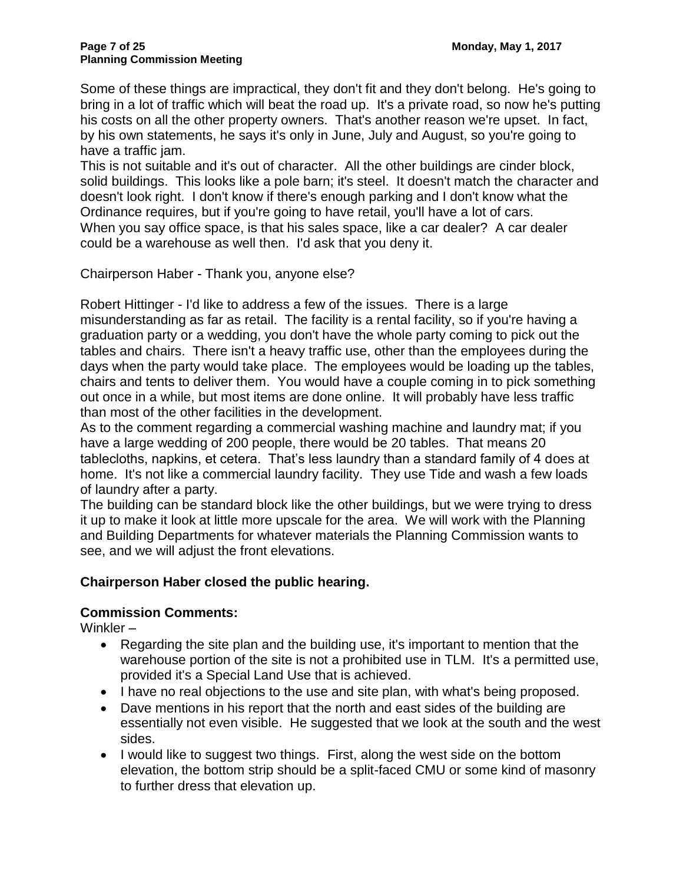Some of these things are impractical, they don't fit and they don't belong. He's going to bring in a lot of traffic which will beat the road up. It's a private road, so now he's putting his costs on all the other property owners. That's another reason we're upset. In fact, by his own statements, he says it's only in June, July and August, so you're going to have a traffic jam.

This is not suitable and it's out of character. All the other buildings are cinder block, solid buildings. This looks like a pole barn; it's steel. It doesn't match the character and doesn't look right. I don't know if there's enough parking and I don't know what the Ordinance requires, but if you're going to have retail, you'll have a lot of cars.

When you say office space, is that his sales space, like a car dealer? A car dealer could be a warehouse as well then. I'd ask that you deny it.

Chairperson Haber - Thank you, anyone else?

Robert Hittinger - I'd like to address a few of the issues. There is a large misunderstanding as far as retail. The facility is a rental facility, so if you're having a graduation party or a wedding, you don't have the whole party coming to pick out the tables and chairs. There isn't a heavy traffic use, other than the employees during the days when the party would take place. The employees would be loading up the tables, chairs and tents to deliver them. You would have a couple coming in to pick something out once in a while, but most items are done online. It will probably have less traffic than most of the other facilities in the development.

As to the comment regarding a commercial washing machine and laundry mat; if you have a large wedding of 200 people, there would be 20 tables. That means 20 tablecloths, napkins, et cetera. That's less laundry than a standard family of 4 does at home. It's not like a commercial laundry facility. They use Tide and wash a few loads of laundry after a party.

The building can be standard block like the other buildings, but we were trying to dress it up to make it look at little more upscale for the area. We will work with the Planning and Building Departments for whatever materials the Planning Commission wants to see, and we will adjust the front elevations.

**Chairperson Haber closed the public hearing.**

**Commission Comments:**

Winkler –

- Regarding the site plan and the building use, it's important to mention that the warehouse portion of the site is not a prohibited use in TLM. It's a permitted use, provided it's a Special Land Use that is achieved.
- I have no real objections to the use and site plan, with what's being proposed.
- Dave mentions in his report that the north and east sides of the building are essentially not even visible. He suggested that we look at the south and the west sides.
- I would like to suggest two things. First, along the west side on the bottom elevation, the bottom strip should be a split-faced CMU or some kind of masonry to further dress that elevation up.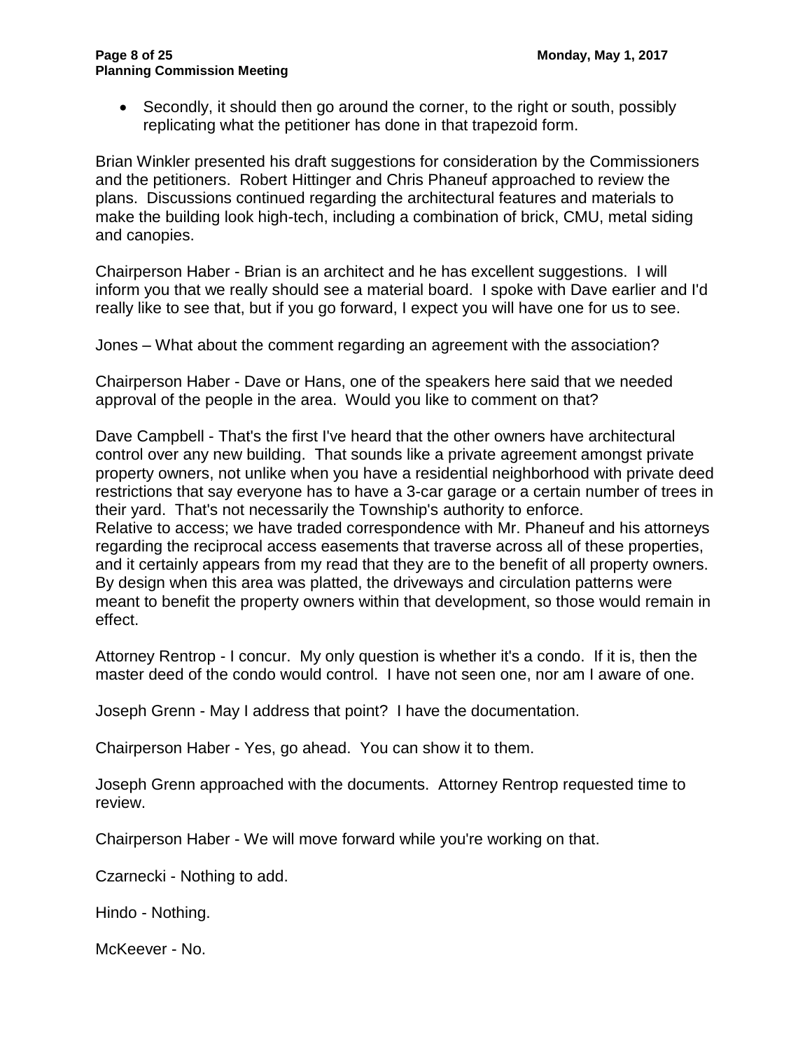- Secondly, it should then go around the corner, to the right or south, possibly replicating what the petitioner has done in that trapezoid form.

Brian Winkler presented his draft suggestions for consideration by the Commissioners and the petitioners. Robert Hittinger and Chris Phaneuf approached to review the plans. Discussions continued regarding the architectural features and materials to make the building look high-tech, including a combination of brick, CMU, metal siding and canopies.

Chairperson Haber - Brian is an architect and he has excellent suggestions. I will inform you that we really should see a material board. I spoke with Dave earlier and I'd really like to see that, but if you go forward, I expect you will have one for us to see.

Jones – What about the comment regarding an agreement with the association?

Chairperson Haber - Dave or Hans, one of the speakers here said that we needed approval of the people in the area. Would you like to comment on that?

Dave Campbell - That's the first I've heard that the other owners have architectural control over any new building. That sounds like a private agreement amongst private property owners, not unlike when you have a residential neighborhood with private deed restrictions that say everyone has to have a 3-car garage or a certain number of trees in their yard. That's not necessarily the Township's authority to enforce.
Relative to access; we have traded correspondence with Mr. Phaneuf and his attorneys regarding the reciprocal access easements that traverse across all of these properties, and it certainly appears from my read that they are to the benefit of all property owners. By design when this area was platted, the driveways and circulation patterns were meant to benefit the property owners within that development, so those would remain in effect.

Attorney Rentrop - I concur. My only question is whether it's a condo. If it is, then the master deed of the condo would control. I have not seen one, nor am I aware of one.

Joseph Grenn - May I address that point? I have the documentation.

Chairperson Haber - Yes, go ahead. You can show it to them.

Joseph Grenn approached with the documents. Attorney Rentrop requested time to review.

Chairperson Haber - We will move forward while you're working on that.

Czarnecki - Nothing to add.

Hindo - Nothing.

McKeever - No.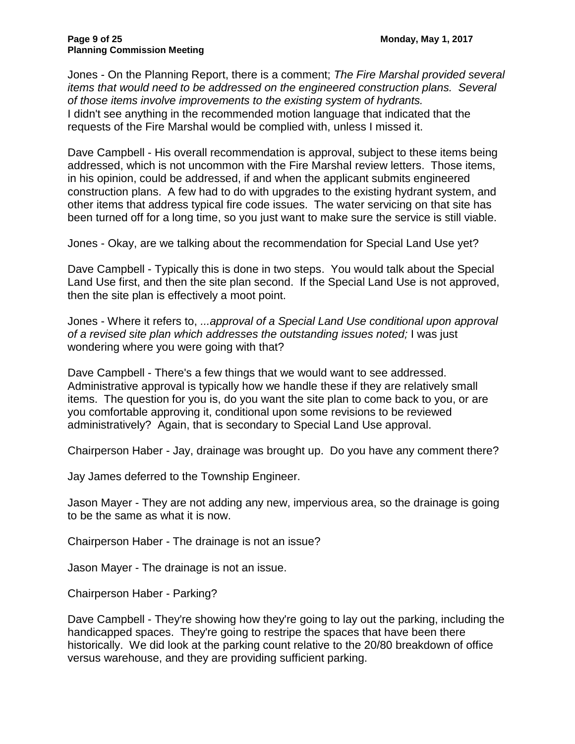Jones - On the Planning Report, there is a comment; *The Fire Marshal provided several items that would need to be addressed on the engineered construction plans. Several of those items involve improvements to the existing system of hydrants.*
I didn't see anything in the recommended motion language that indicated that the requests of the Fire Marshal would be complied with, unless I missed it.

Dave Campbell - His overall recommendation is approval, subject to these items being addressed, which is not uncommon with the Fire Marshal review letters. Those items, in his opinion, could be addressed, if and when the applicant submits engineered construction plans. A few had to do with upgrades to the existing hydrant system, and other items that address typical fire code issues. The water servicing on that site has been turned off for a long time, so you just want to make sure the service is still viable.

Jones - Okay, are we talking about the recommendation for Special Land Use yet?

Dave Campbell - Typically this is done in two steps. You would talk about the Special Land Use first, and then the site plan second. If the Special Land Use is not approved, then the site plan is effectively a moot point.

Jones - Where it refers to, *...approval of a Special Land Use conditional upon approval of a revised site plan which addresses the outstanding issues noted;* I was just wondering where you were going with that?

Dave Campbell - There's a few things that we would want to see addressed. Administrative approval is typically how we handle these if they are relatively small items. The question for you is, do you want the site plan to come back to you, or are you comfortable approving it, conditional upon some revisions to be reviewed administratively? Again, that is secondary to Special Land Use approval.

Chairperson Haber - Jay, drainage was brought up. Do you have any comment there?

Jay James deferred to the Township Engineer.

Jason Mayer - They are not adding any new, impervious area, so the drainage is going to be the same as what it is now.

Chairperson Haber - The drainage is not an issue?

Jason Mayer - The drainage is not an issue.

Chairperson Haber - Parking?

Dave Campbell - They're showing how they're going to lay out the parking, including the handicapped spaces. They're going to restripe the spaces that have been there historically. We did look at the parking count relative to the 20/80 breakdown of office versus warehouse, and they are providing sufficient parking.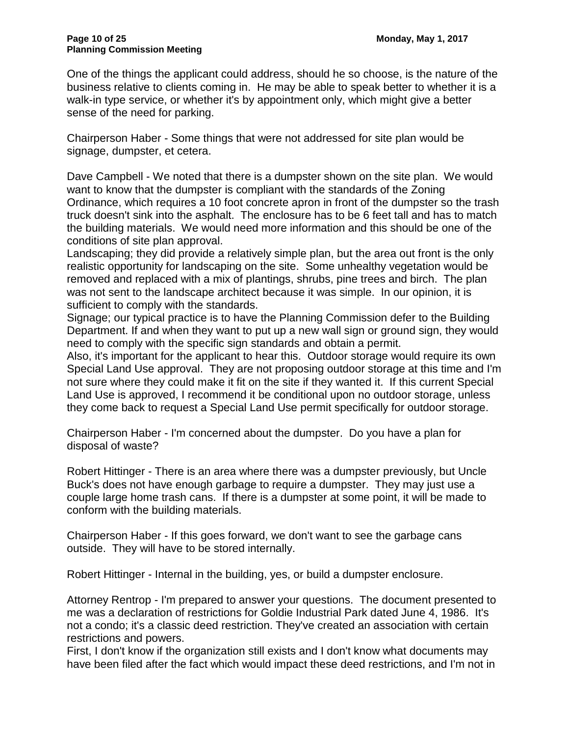One of the things the applicant could address, should he so choose, is the nature of the business relative to clients coming in. He may be able to speak better to whether it is a walk-in type service, or whether it's by appointment only, which might give a better sense of the need for parking.

Chairperson Haber - Some things that were not addressed for site plan would be signage, dumpster, et cetera.

Dave Campbell - We noted that there is a dumpster shown on the site plan. We would want to know that the dumpster is compliant with the standards of the Zoning Ordinance, which requires a 10 foot concrete apron in front of the dumpster so the trash truck doesn't sink into the asphalt. The enclosure has to be 6 feet tall and has to match the building materials. We would need more information and this should be one of the conditions of site plan approval.
Landscaping; they did provide a relatively simple plan, but the area out front is the only realistic opportunity for landscaping on the site. Some unhealthy vegetation would be removed and replaced with a mix of plantings, shrubs, pine trees and birch. The plan was not sent to the landscape architect because it was simple. In our opinion, it is sufficient to comply with the standards.
Signage; our typical practice is to have the Planning Commission defer to the Building Department. If and when they want to put up a new wall sign or ground sign, they would need to comply with the specific sign standards and obtain a permit.
Also, it's important for the applicant to hear this. Outdoor storage would require its own Special Land Use approval. They are not proposing outdoor storage at this time and I'm not sure where they could make it fit on the site if they wanted it. If this current Special Land Use is approved, I recommend it be conditional upon no outdoor storage, unless they come back to request a Special Land Use permit specifically for outdoor storage.

Chairperson Haber - I'm concerned about the dumpster. Do you have a plan for disposal of waste?

Robert Hittinger - There is an area where there was a dumpster previously, but Uncle Buck's does not have enough garbage to require a dumpster. They may just use a couple large home trash cans. If there is a dumpster at some point, it will be made to conform with the building materials.

Chairperson Haber - If this goes forward, we don't want to see the garbage cans outside. They will have to be stored internally.

Robert Hittinger - Internal in the building, yes, or build a dumpster enclosure.

Attorney Rentrop - I'm prepared to answer your questions. The document presented to me was a declaration of restrictions for Goldie Industrial Park dated June 4, 1986. It's not a condo; it's a classic deed restriction. They've created an association with certain restrictions and powers.
First, I don't know if the organization still exists and I don't know what documents may have been filed after the fact which would impact these deed restrictions, and I'm not in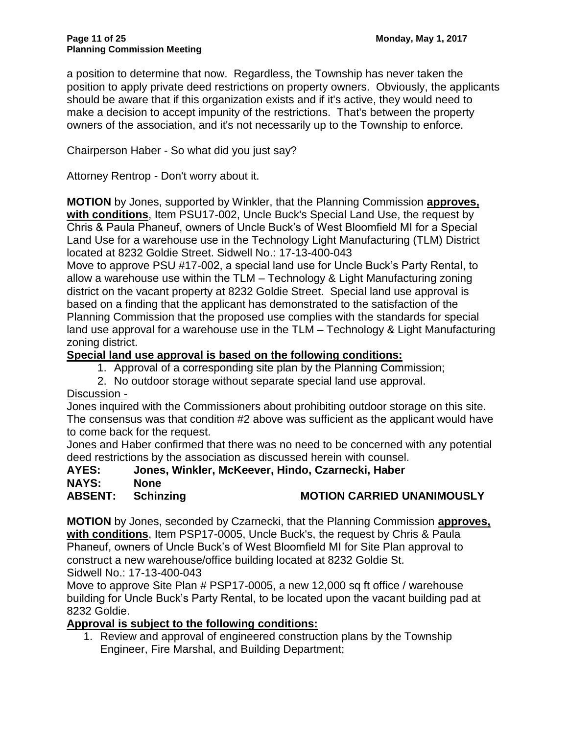a position to determine that now. Regardless, the Township has never taken the position to apply private deed restrictions on property owners. Obviously, the applicants should be aware that if this organization exists and if it's active, they would need to make a decision to accept impunity of the restrictions. That's between the property owners of the association, and it's not necessarily up to the Township to enforce.

Chairperson Haber - So what did you just say?

Attorney Rentrop - Don't worry about it.

**MOTION** by Jones, supported by Winkler, that the Planning Commission **approves, with conditions**, Item PSU17-002, Uncle Buck's Special Land Use, the request by Chris & Paula Phaneuf, owners of Uncle Buck's of West Bloomfield MI for a Special Land Use for a warehouse use in the Technology Light Manufacturing (TLM) District located at 8232 Goldie Street. Sidwell No.: 17-13-400-043

Move to approve PSU #17-002, a special land use for Uncle Buck's Party Rental, to allow a warehouse use within the TLM – Technology & Light Manufacturing zoning district on the vacant property at 8232 Goldie Street. Special land use approval is based on a finding that the applicant has demonstrated to the satisfaction of the Planning Commission that the proposed use complies with the standards for special land use approval for a warehouse use in the TLM – Technology & Light Manufacturing zoning district.

**Special land use approval is based on the following conditions:**

1. Approval of a corresponding site plan by the Planning Commission;
2. No outdoor storage without separate special land use approval.

Discussion -

Jones inquired with the Commissioners about prohibiting outdoor storage on this site. The consensus was that condition #2 above was sufficient as the applicant would have to come back for the request.

Jones and Haber confirmed that there was no need to be concerned with any potential deed restrictions by the association as discussed herein with counsel.

**AYES: Jones, Winkler, McKeever, Hindo, Czarnecki, Haber**
**NAYS: None**
**ABSENT: Schinzing** **MOTION CARRIED UNANIMOUSLY**

**MOTION** by Jones, seconded by Czarnecki, that the Planning Commission **approves, with conditions**, Item PSP17-0005, Uncle Buck's, the request by Chris & Paula Phaneuf, owners of Uncle Buck's of West Bloomfield MI for Site Plan approval to construct a new warehouse/office building located at 8232 Goldie St.
Sidwell No.: 17-13-400-043

Move to approve Site Plan # PSP17-0005, a new 12,000 sq ft office / warehouse building for Uncle Buck's Party Rental, to be located upon the vacant building pad at 8232 Goldie.

**Approval is subject to the following conditions:**

1. Review and approval of engineered construction plans by the Township Engineer, Fire Marshal, and Building Department;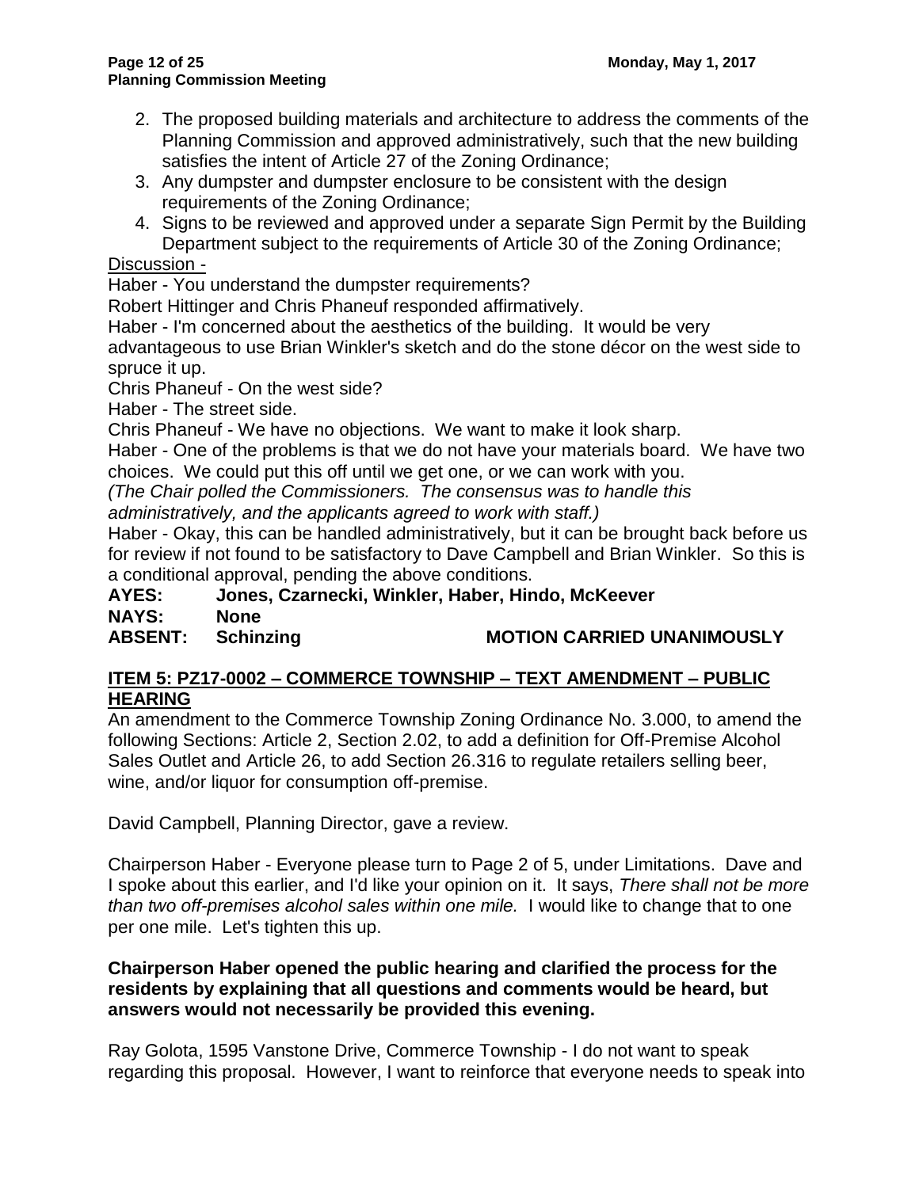2. The proposed building materials and architecture to address the comments of the Planning Commission and approved administratively, such that the new building satisfies the intent of Article 27 of the Zoning Ordinance;
3. Any dumpster and dumpster enclosure to be consistent with the design requirements of the Zoning Ordinance;
4. Signs to be reviewed and approved under a separate Sign Permit by the Building Department subject to the requirements of Article 30 of the Zoning Ordinance;

Discussion -

Haber - You understand the dumpster requirements?

Robert Hittinger and Chris Phaneuf responded affirmatively.

Haber - I'm concerned about the aesthetics of the building. It would be very advantageous to use Brian Winkler's sketch and do the stone décor on the west side to spruce it up.

Chris Phaneuf - On the west side?

Haber - The street side.

Chris Phaneuf - We have no objections. We want to make it look sharp.

Haber - One of the problems is that we do not have your materials board. We have two choices. We could put this off until we get one, or we can work with you.

*(The Chair polled the Commissioners. The consensus was to handle this administratively, and the applicants agreed to work with staff.)*

Haber - Okay, this can be handled administratively, but it can be brought back before us for review if not found to be satisfactory to Dave Campbell and Brian Winkler. So this is a conditional approval, pending the above conditions.

**AYES: Jones, Czarnecki, Winkler, Haber, Hindo, McKeever**
**NAYS: None**
**ABSENT: Schinzing** **MOTION CARRIED UNANIMOUSLY**

## ITEM 5: PZ17-0002 – COMMERCE TOWNSHIP – TEXT AMENDMENT – PUBLIC HEARING

An amendment to the Commerce Township Zoning Ordinance No. 3.000, to amend the following Sections: Article 2, Section 2.02, to add a definition for Off-Premise Alcohol Sales Outlet and Article 26, to add Section 26.316 to regulate retailers selling beer, wine, and/or liquor for consumption off-premise.

David Campbell, Planning Director, gave a review.

Chairperson Haber - Everyone please turn to Page 2 of 5, under Limitations. Dave and I spoke about this earlier, and I'd like your opinion on it. It says, *There shall not be more than two off-premises alcohol sales within one mile.* I would like to change that to one per one mile. Let's tighten this up.

**Chairperson Haber opened the public hearing and clarified the process for the residents by explaining that all questions and comments would be heard, but answers would not necessarily be provided this evening.**

Ray Golota, 1595 Vanstone Drive, Commerce Township - I do not want to speak regarding this proposal. However, I want to reinforce that everyone needs to speak into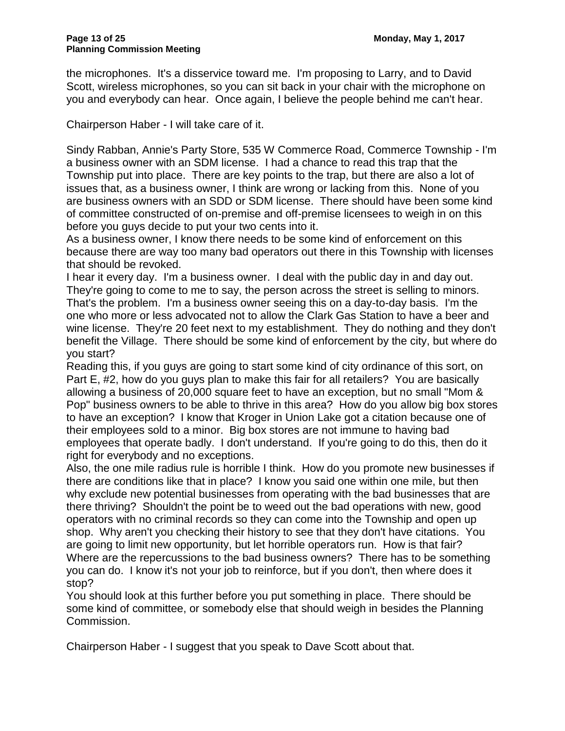the microphones. It's a disservice toward me. I'm proposing to Larry, and to David Scott, wireless microphones, so you can sit back in your chair with the microphone on you and everybody can hear. Once again, I believe the people behind me can't hear.

Chairperson Haber - I will take care of it.

Sindy Rabban, Annie's Party Store, 535 W Commerce Road, Commerce Township - I'm a business owner with an SDM license. I had a chance to read this trap that the Township put into place. There are key points to the trap, but there are also a lot of issues that, as a business owner, I think are wrong or lacking from this. None of you are business owners with an SDD or SDM license. There should have been some kind of committee constructed of on-premise and off-premise licensees to weigh in on this before you guys decide to put your two cents into it.
As a business owner, I know there needs to be some kind of enforcement on this because there are way too many bad operators out there in this Township with licenses that should be revoked.
I hear it every day. I'm a business owner. I deal with the public day in and day out. They're going to come to me to say, the person across the street is selling to minors. That's the problem. I'm a business owner seeing this on a day-to-day basis. I'm the one who more or less advocated not to allow the Clark Gas Station to have a beer and wine license. They're 20 feet next to my establishment. They do nothing and they don't benefit the Village. There should be some kind of enforcement by the city, but where do you start?
Reading this, if you guys are going to start some kind of city ordinance of this sort, on Part E, #2, how do you guys plan to make this fair for all retailers? You are basically allowing a business of 20,000 square feet to have an exception, but no small "Mom & Pop" business owners to be able to thrive in this area? How do you allow big box stores to have an exception? I know that Kroger in Union Lake got a citation because one of their employees sold to a minor. Big box stores are not immune to having bad employees that operate badly. I don't understand. If you're going to do this, then do it right for everybody and no exceptions.
Also, the one mile radius rule is horrible I think. How do you promote new businesses if there are conditions like that in place? I know you said one within one mile, but then why exclude new potential businesses from operating with the bad businesses that are there thriving? Shouldn't the point be to weed out the bad operations with new, good operators with no criminal records so they can come into the Township and open up shop. Why aren't you checking their history to see that they don't have citations. You are going to limit new opportunity, but let horrible operators run. How is that fair? Where are the repercussions to the bad business owners? There has to be something you can do. I know it's not your job to reinforce, but if you don't, then where does it stop?
You should look at this further before you put something in place. There should be some kind of committee, or somebody else that should weigh in besides the Planning Commission.

Chairperson Haber - I suggest that you speak to Dave Scott about that.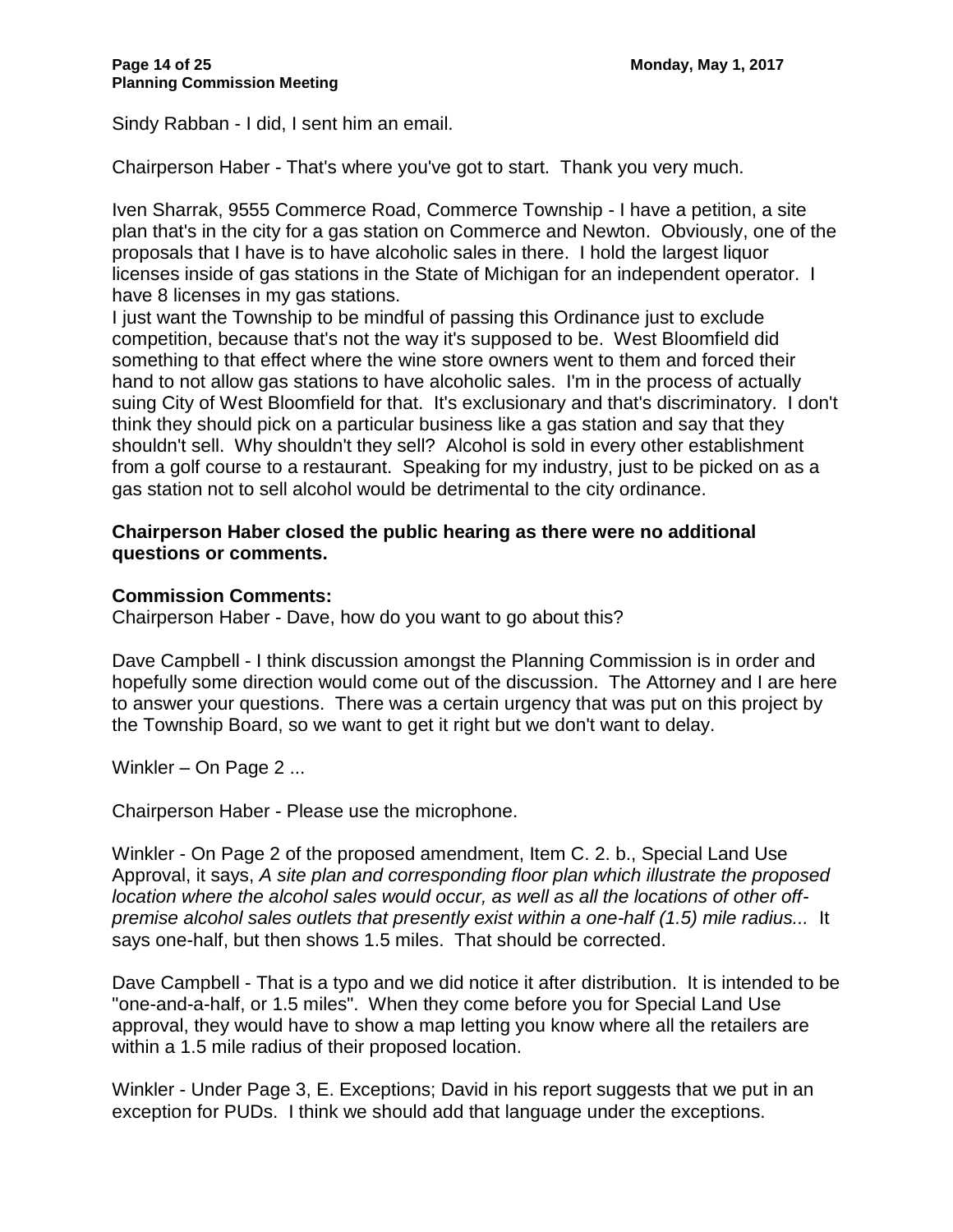Sindy Rabban - I did, I sent him an email.

Chairperson Haber - That's where you've got to start. Thank you very much.

Iven Sharrak, 9555 Commerce Road, Commerce Township - I have a petition, a site plan that's in the city for a gas station on Commerce and Newton. Obviously, one of the proposals that I have is to have alcoholic sales in there. I hold the largest liquor licenses inside of gas stations in the State of Michigan for an independent operator. I have 8 licenses in my gas stations.
I just want the Township to be mindful of passing this Ordinance just to exclude competition, because that's not the way it's supposed to be. West Bloomfield did something to that effect where the wine store owners went to them and forced their hand to not allow gas stations to have alcoholic sales. I'm in the process of actually suing City of West Bloomfield for that. It's exclusionary and that's discriminatory. I don't think they should pick on a particular business like a gas station and say that they shouldn't sell. Why shouldn't they sell? Alcohol is sold in every other establishment from a golf course to a restaurant. Speaking for my industry, just to be picked on as a gas station not to sell alcohol would be detrimental to the city ordinance.

**Chairperson Haber closed the public hearing as there were no additional questions or comments.**

**Commission Comments:**
Chairperson Haber - Dave, how do you want to go about this?

Dave Campbell - I think discussion amongst the Planning Commission is in order and hopefully some direction would come out of the discussion. The Attorney and I are here to answer your questions. There was a certain urgency that was put on this project by the Township Board, so we want to get it right but we don't want to delay.

Winkler – On Page 2 ...

Chairperson Haber - Please use the microphone.

Winkler - On Page 2 of the proposed amendment, Item C. 2. b., Special Land Use Approval, it says, *A site plan and corresponding floor plan which illustrate the proposed location where the alcohol sales would occur, as well as all the locations of other off-premise alcohol sales outlets that presently exist within a one-half (1.5) mile radius...* It says one-half, but then shows 1.5 miles. That should be corrected.

Dave Campbell - That is a typo and we did notice it after distribution. It is intended to be "one-and-a-half, or 1.5 miles". When they come before you for Special Land Use approval, they would have to show a map letting you know where all the retailers are within a 1.5 mile radius of their proposed location.

Winkler - Under Page 3, E. Exceptions; David in his report suggests that we put in an exception for PUDs. I think we should add that language under the exceptions.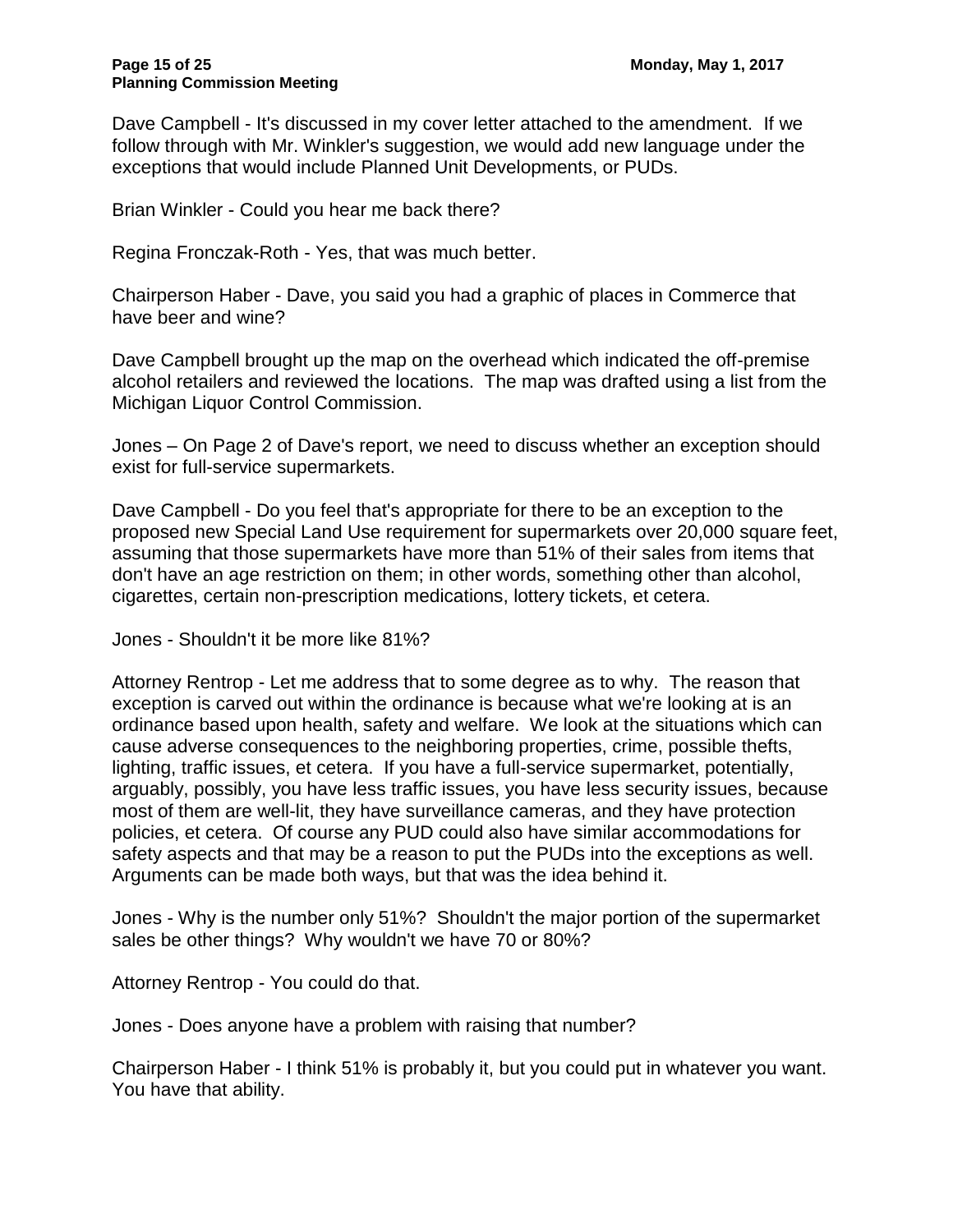Dave Campbell - It's discussed in my cover letter attached to the amendment. If we follow through with Mr. Winkler's suggestion, we would add new language under the exceptions that would include Planned Unit Developments, or PUDs.

Brian Winkler - Could you hear me back there?

Regina Fronczak-Roth - Yes, that was much better.

Chairperson Haber - Dave, you said you had a graphic of places in Commerce that have beer and wine?

Dave Campbell brought up the map on the overhead which indicated the off-premise alcohol retailers and reviewed the locations. The map was drafted using a list from the Michigan Liquor Control Commission.

Jones – On Page 2 of Dave's report, we need to discuss whether an exception should exist for full-service supermarkets.

Dave Campbell - Do you feel that's appropriate for there to be an exception to the proposed new Special Land Use requirement for supermarkets over 20,000 square feet, assuming that those supermarkets have more than 51% of their sales from items that don't have an age restriction on them; in other words, something other than alcohol, cigarettes, certain non-prescription medications, lottery tickets, et cetera.

Jones - Shouldn't it be more like 81%?

Attorney Rentrop - Let me address that to some degree as to why. The reason that exception is carved out within the ordinance is because what we're looking at is an ordinance based upon health, safety and welfare. We look at the situations which can cause adverse consequences to the neighboring properties, crime, possible thefts, lighting, traffic issues, et cetera. If you have a full-service supermarket, potentially, arguably, possibly, you have less traffic issues, you have less security issues, because most of them are well-lit, they have surveillance cameras, and they have protection policies, et cetera. Of course any PUD could also have similar accommodations for safety aspects and that may be a reason to put the PUDs into the exceptions as well. Arguments can be made both ways, but that was the idea behind it.

Jones - Why is the number only 51%? Shouldn't the major portion of the supermarket sales be other things? Why wouldn't we have 70 or 80%?

Attorney Rentrop - You could do that.

Jones - Does anyone have a problem with raising that number?

Chairperson Haber - I think 51% is probably it, but you could put in whatever you want. You have that ability.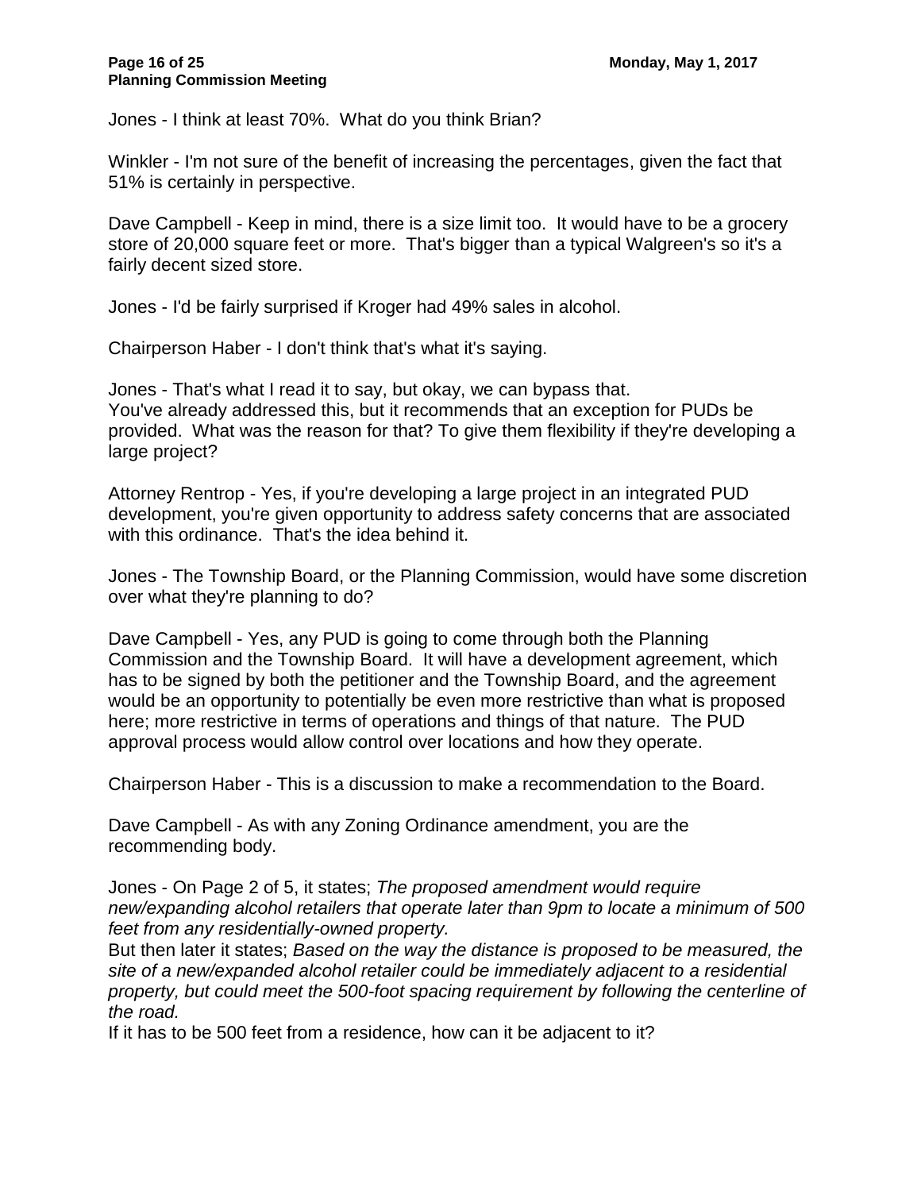Jones - I think at least 70%. What do you think Brian?

Winkler - I'm not sure of the benefit of increasing the percentages, given the fact that 51% is certainly in perspective.

Dave Campbell - Keep in mind, there is a size limit too. It would have to be a grocery store of 20,000 square feet or more. That's bigger than a typical Walgreen's so it's a fairly decent sized store.

Jones - I'd be fairly surprised if Kroger had 49% sales in alcohol.

Chairperson Haber - I don't think that's what it's saying.

Jones - That's what I read it to say, but okay, we can bypass that.
You've already addressed this, but it recommends that an exception for PUDs be provided. What was the reason for that? To give them flexibility if they're developing a large project?

Attorney Rentrop - Yes, if you're developing a large project in an integrated PUD development, you're given opportunity to address safety concerns that are associated with this ordinance. That's the idea behind it.

Jones - The Township Board, or the Planning Commission, would have some discretion over what they're planning to do?

Dave Campbell - Yes, any PUD is going to come through both the Planning Commission and the Township Board. It will have a development agreement, which has to be signed by both the petitioner and the Township Board, and the agreement would be an opportunity to potentially be even more restrictive than what is proposed here; more restrictive in terms of operations and things of that nature. The PUD approval process would allow control over locations and how they operate.

Chairperson Haber - This is a discussion to make a recommendation to the Board.

Dave Campbell - As with any Zoning Ordinance amendment, you are the recommending body.

Jones - On Page 2 of 5, it states; *The proposed amendment would require new/expanding alcohol retailers that operate later than 9pm to locate a minimum of 500 feet from any residentially-owned property.*
But then later it states; *Based on the way the distance is proposed to be measured, the site of a new/expanded alcohol retailer could be immediately adjacent to a residential property, but could meet the 500-foot spacing requirement by following the centerline of the road.*
If it has to be 500 feet from a residence, how can it be adjacent to it?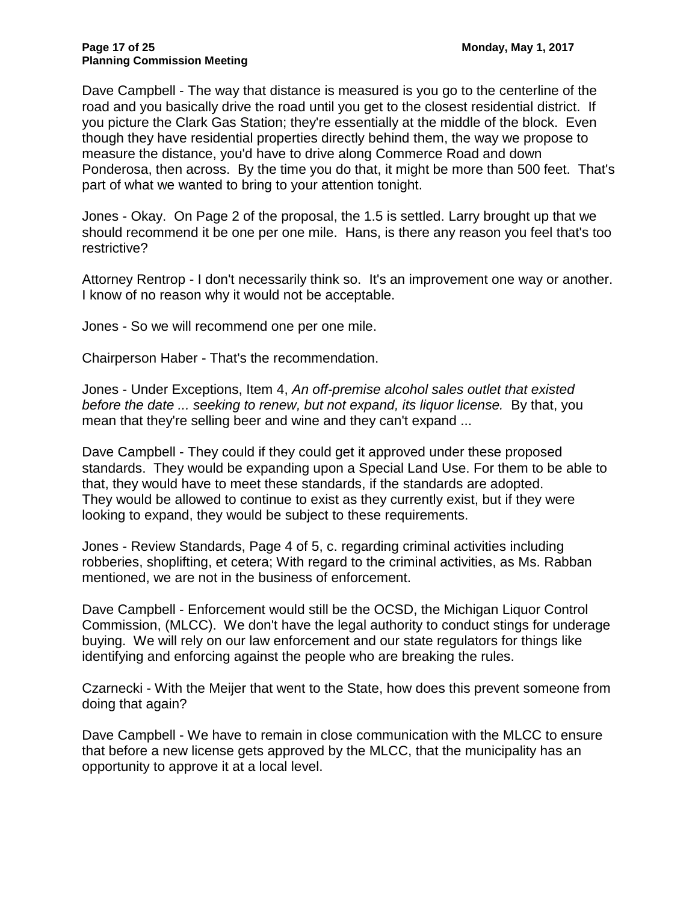Dave Campbell - The way that distance is measured is you go to the centerline of the road and you basically drive the road until you get to the closest residential district. If you picture the Clark Gas Station; they're essentially at the middle of the block. Even though they have residential properties directly behind them, the way we propose to measure the distance, you'd have to drive along Commerce Road and down Ponderosa, then across. By the time you do that, it might be more than 500 feet. That's part of what we wanted to bring to your attention tonight.

Jones - Okay. On Page 2 of the proposal, the 1.5 is settled. Larry brought up that we should recommend it be one per one mile. Hans, is there any reason you feel that's too restrictive?

Attorney Rentrop - I don't necessarily think so. It's an improvement one way or another. I know of no reason why it would not be acceptable.

Jones - So we will recommend one per one mile.

Chairperson Haber - That's the recommendation.

Jones - Under Exceptions, Item 4, *An off-premise alcohol sales outlet that existed before the date ... seeking to renew, but not expand, its liquor license.* By that, you mean that they're selling beer and wine and they can't expand ...

Dave Campbell - They could if they could get it approved under these proposed standards. They would be expanding upon a Special Land Use. For them to be able to that, they would have to meet these standards, if the standards are adopted. They would be allowed to continue to exist as they currently exist, but if they were looking to expand, they would be subject to these requirements.

Jones - Review Standards, Page 4 of 5, c. regarding criminal activities including robberies, shoplifting, et cetera; With regard to the criminal activities, as Ms. Rabban mentioned, we are not in the business of enforcement.

Dave Campbell - Enforcement would still be the OCSD, the Michigan Liquor Control Commission, (MLCC). We don't have the legal authority to conduct stings for underage buying. We will rely on our law enforcement and our state regulators for things like identifying and enforcing against the people who are breaking the rules.

Czarnecki - With the Meijer that went to the State, how does this prevent someone from doing that again?

Dave Campbell - We have to remain in close communication with the MLCC to ensure that before a new license gets approved by the MLCC, that the municipality has an opportunity to approve it at a local level.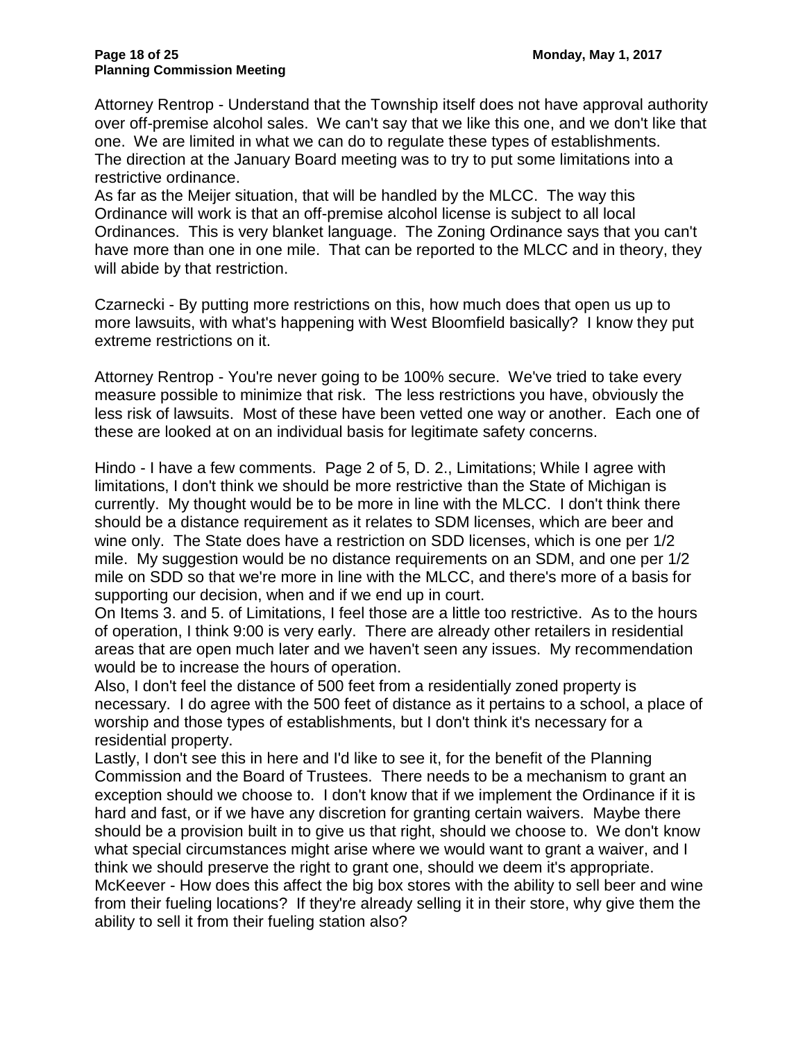Attorney Rentrop - Understand that the Township itself does not have approval authority over off-premise alcohol sales. We can't say that we like this one, and we don't like that one. We are limited in what we can do to regulate these types of establishments. The direction at the January Board meeting was to try to put some limitations into a restrictive ordinance.
As far as the Meijer situation, that will be handled by the MLCC. The way this Ordinance will work is that an off-premise alcohol license is subject to all local Ordinances. This is very blanket language. The Zoning Ordinance says that you can't have more than one in one mile. That can be reported to the MLCC and in theory, they will abide by that restriction.

Czarnecki - By putting more restrictions on this, how much does that open us up to more lawsuits, with what's happening with West Bloomfield basically? I know they put extreme restrictions on it.

Attorney Rentrop - You're never going to be 100% secure. We've tried to take every measure possible to minimize that risk. The less restrictions you have, obviously the less risk of lawsuits. Most of these have been vetted one way or another. Each one of these are looked at on an individual basis for legitimate safety concerns.

Hindo - I have a few comments. Page 2 of 5, D. 2., Limitations; While I agree with limitations, I don't think we should be more restrictive than the State of Michigan is currently. My thought would be to be more in line with the MLCC. I don't think there should be a distance requirement as it relates to SDM licenses, which are beer and wine only. The State does have a restriction on SDD licenses, which is one per 1/2 mile. My suggestion would be no distance requirements on an SDM, and one per 1/2 mile on SDD so that we're more in line with the MLCC, and there's more of a basis for supporting our decision, when and if we end up in court.
On Items 3. and 5. of Limitations, I feel those are a little too restrictive. As to the hours of operation, I think 9:00 is very early. There are already other retailers in residential areas that are open much later and we haven't seen any issues. My recommendation would be to increase the hours of operation.
Also, I don't feel the distance of 500 feet from a residentially zoned property is necessary. I do agree with the 500 feet of distance as it pertains to a school, a place of worship and those types of establishments, but I don't think it's necessary for a residential property.
Lastly, I don't see this in here and I'd like to see it, for the benefit of the Planning Commission and the Board of Trustees. There needs to be a mechanism to grant an exception should we choose to. I don't know that if we implement the Ordinance if it is hard and fast, or if we have any discretion for granting certain waivers. Maybe there should be a provision built in to give us that right, should we choose to. We don't know what special circumstances might arise where we would want to grant a waiver, and I think we should preserve the right to grant one, should we deem it's appropriate.
McKeever - How does this affect the big box stores with the ability to sell beer and wine from their fueling locations? If they're already selling it in their store, why give them the ability to sell it from their fueling station also?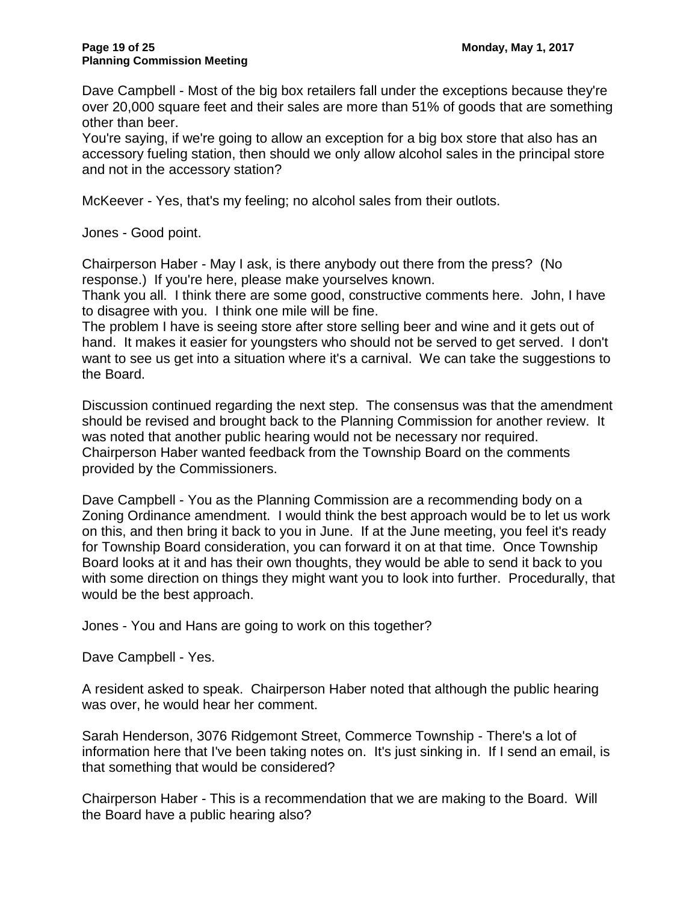Dave Campbell - Most of the big box retailers fall under the exceptions because they're over 20,000 square feet and their sales are more than 51% of goods that are something other than beer.

You're saying, if we're going to allow an exception for a big box store that also has an accessory fueling station, then should we only allow alcohol sales in the principal store and not in the accessory station?

McKeever - Yes, that's my feeling; no alcohol sales from their outlots.

Jones - Good point.

Chairperson Haber - May I ask, is there anybody out there from the press? (No response.) If you're here, please make yourselves known.

Thank you all. I think there are some good, constructive comments here. John, I have to disagree with you. I think one mile will be fine.

The problem I have is seeing store after store selling beer and wine and it gets out of hand. It makes it easier for youngsters who should not be served to get served. I don't want to see us get into a situation where it's a carnival. We can take the suggestions to the Board.

Discussion continued regarding the next step. The consensus was that the amendment should be revised and brought back to the Planning Commission for another review. It was noted that another public hearing would not be necessary nor required. Chairperson Haber wanted feedback from the Township Board on the comments provided by the Commissioners.

Dave Campbell - You as the Planning Commission are a recommending body on a Zoning Ordinance amendment. I would think the best approach would be to let us work on this, and then bring it back to you in June. If at the June meeting, you feel it's ready for Township Board consideration, you can forward it on at that time. Once Township Board looks at it and has their own thoughts, they would be able to send it back to you with some direction on things they might want you to look into further. Procedurally, that would be the best approach.

Jones - You and Hans are going to work on this together?

Dave Campbell - Yes.

A resident asked to speak. Chairperson Haber noted that although the public hearing was over, he would hear her comment.

Sarah Henderson, 3076 Ridgemont Street, Commerce Township - There's a lot of information here that I've been taking notes on. It's just sinking in. If I send an email, is that something that would be considered?

Chairperson Haber - This is a recommendation that we are making to the Board. Will the Board have a public hearing also?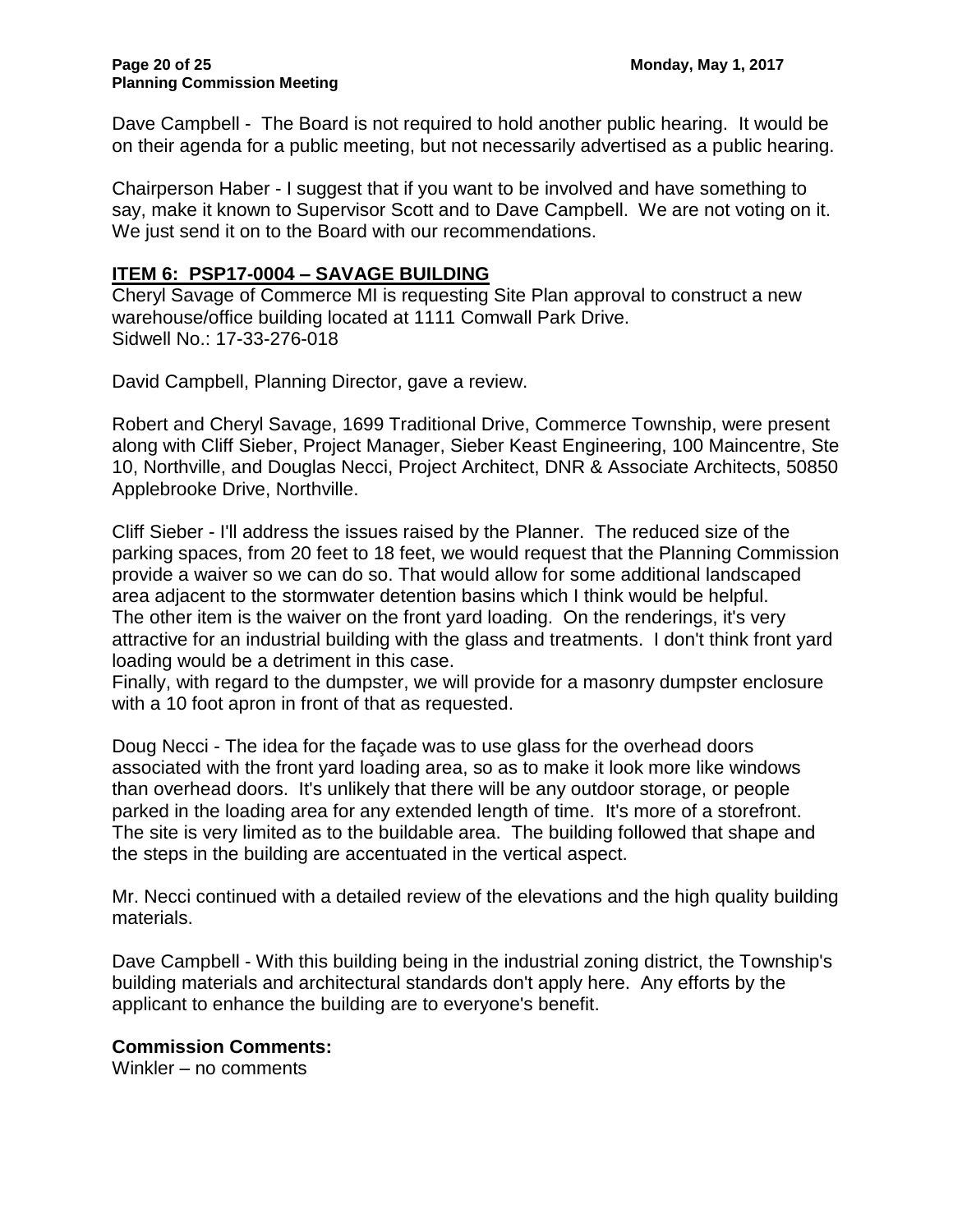Dave Campbell - The Board is not required to hold another public hearing. It would be on their agenda for a public meeting, but not necessarily advertised as a public hearing.

Chairperson Haber - I suggest that if you want to be involved and have something to say, make it known to Supervisor Scott and to Dave Campbell. We are not voting on it. We just send it on to the Board with our recommendations.

## ITEM 6: PSP17-0004 – SAVAGE BUILDING

Cheryl Savage of Commerce MI is requesting Site Plan approval to construct a new warehouse/office building located at 1111 Comwall Park Drive.
Sidwell No.: 17-33-276-018

David Campbell, Planning Director, gave a review.

Robert and Cheryl Savage, 1699 Traditional Drive, Commerce Township, were present along with Cliff Sieber, Project Manager, Sieber Keast Engineering, 100 Maincentre, Ste 10, Northville, and Douglas Necci, Project Architect, DNR & Associate Architects, 50850 Applebrooke Drive, Northville.

Cliff Sieber - I'll address the issues raised by the Planner. The reduced size of the parking spaces, from 20 feet to 18 feet, we would request that the Planning Commission provide a waiver so we can do so. That would allow for some additional landscaped area adjacent to the stormwater detention basins which I think would be helpful.
The other item is the waiver on the front yard loading. On the renderings, it's very attractive for an industrial building with the glass and treatments. I don't think front yard loading would be a detriment in this case.
Finally, with regard to the dumpster, we will provide for a masonry dumpster enclosure with a 10 foot apron in front of that as requested.

Doug Necci - The idea for the façade was to use glass for the overhead doors associated with the front yard loading area, so as to make it look more like windows than overhead doors. It's unlikely that there will be any outdoor storage, or people parked in the loading area for any extended length of time. It's more of a storefront. The site is very limited as to the buildable area. The building followed that shape and the steps in the building are accentuated in the vertical aspect.

Mr. Necci continued with a detailed review of the elevations and the high quality building materials.

Dave Campbell - With this building being in the industrial zoning district, the Township's building materials and architectural standards don't apply here. Any efforts by the applicant to enhance the building are to everyone's benefit.

**Commission Comments:**
Winkler – no comments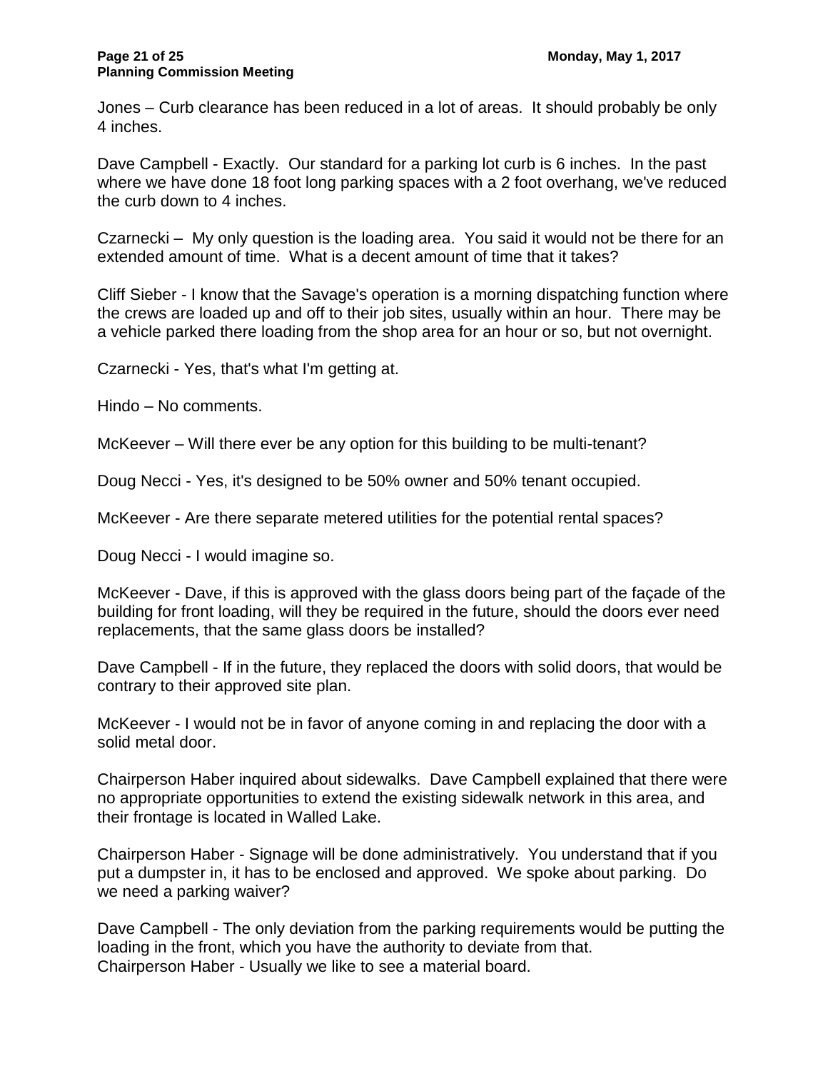Jones – Curb clearance has been reduced in a lot of areas. It should probably be only 4 inches.

Dave Campbell - Exactly. Our standard for a parking lot curb is 6 inches. In the past where we have done 18 foot long parking spaces with a 2 foot overhang, we've reduced the curb down to 4 inches.

Czarnecki – My only question is the loading area. You said it would not be there for an extended amount of time. What is a decent amount of time that it takes?

Cliff Sieber - I know that the Savage's operation is a morning dispatching function where the crews are loaded up and off to their job sites, usually within an hour. There may be a vehicle parked there loading from the shop area for an hour or so, but not overnight.

Czarnecki - Yes, that's what I'm getting at.

Hindo – No comments.

McKeever – Will there ever be any option for this building to be multi-tenant?

Doug Necci - Yes, it's designed to be 50% owner and 50% tenant occupied.

McKeever - Are there separate metered utilities for the potential rental spaces?

Doug Necci - I would imagine so.

McKeever - Dave, if this is approved with the glass doors being part of the façade of the building for front loading, will they be required in the future, should the doors ever need replacements, that the same glass doors be installed?

Dave Campbell - If in the future, they replaced the doors with solid doors, that would be contrary to their approved site plan.

McKeever - I would not be in favor of anyone coming in and replacing the door with a solid metal door.

Chairperson Haber inquired about sidewalks. Dave Campbell explained that there were no appropriate opportunities to extend the existing sidewalk network in this area, and their frontage is located in Walled Lake.

Chairperson Haber - Signage will be done administratively. You understand that if you put a dumpster in, it has to be enclosed and approved. We spoke about parking. Do we need a parking waiver?

Dave Campbell - The only deviation from the parking requirements would be putting the loading in the front, which you have the authority to deviate from that.

Chairperson Haber - Usually we like to see a material board.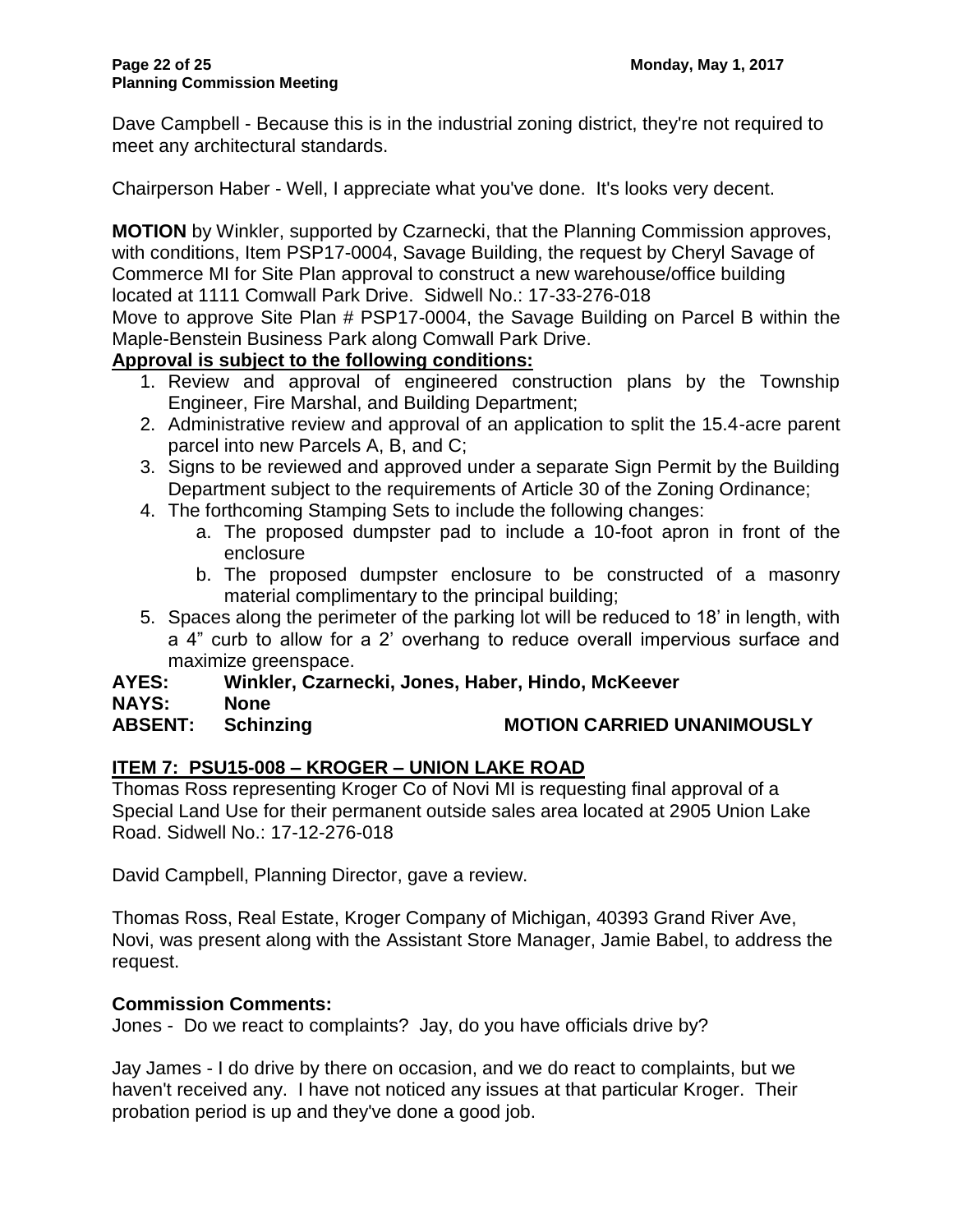Dave Campbell - Because this is in the industrial zoning district, they're not required to meet any architectural standards.

Chairperson Haber - Well, I appreciate what you've done. It's looks very decent.

**MOTION** by Winkler, supported by Czarnecki, that the Planning Commission approves, with conditions, Item PSP17-0004, Savage Building, the request by Cheryl Savage of Commerce MI for Site Plan approval to construct a new warehouse/office building located at 1111 Comwall Park Drive. Sidwell No.: 17-33-276-018
Move to approve Site Plan # PSP17-0004, the Savage Building on Parcel B within the Maple-Benstein Business Park along Comwall Park Drive.

**Approval is subject to the following conditions:**

1. Review and approval of engineered construction plans by the Township Engineer, Fire Marshal, and Building Department;
2. Administrative review and approval of an application to split the 15.4-acre parent parcel into new Parcels A, B, and C;
3. Signs to be reviewed and approved under a separate Sign Permit by the Building Department subject to the requirements of Article 30 of the Zoning Ordinance;
4. The forthcoming Stamping Sets to include the following changes:
   a. The proposed dumpster pad to include a 10-foot apron in front of the enclosure
   b. The proposed dumpster enclosure to be constructed of a masonry material complimentary to the principal building;
5. Spaces along the perimeter of the parking lot will be reduced to 18' in length, with a 4" curb to allow for a 2' overhang to reduce overall impervious surface and maximize greenspace.

**AYES: Winkler, Czarnecki, Jones, Haber, Hindo, McKeever**
**NAYS: None**
**ABSENT: Schinzing MOTION CARRIED UNANIMOUSLY**

## ITEM 7: PSU15-008 – KROGER – UNION LAKE ROAD

Thomas Ross representing Kroger Co of Novi MI is requesting final approval of a Special Land Use for their permanent outside sales area located at 2905 Union Lake Road. Sidwell No.: 17-12-276-018

David Campbell, Planning Director, gave a review.

Thomas Ross, Real Estate, Kroger Company of Michigan, 40393 Grand River Ave, Novi, was present along with the Assistant Store Manager, Jamie Babel, to address the request.

**Commission Comments:**

Jones - Do we react to complaints? Jay, do you have officials drive by?

Jay James - I do drive by there on occasion, and we do react to complaints, but we haven't received any. I have not noticed any issues at that particular Kroger. Their probation period is up and they've done a good job.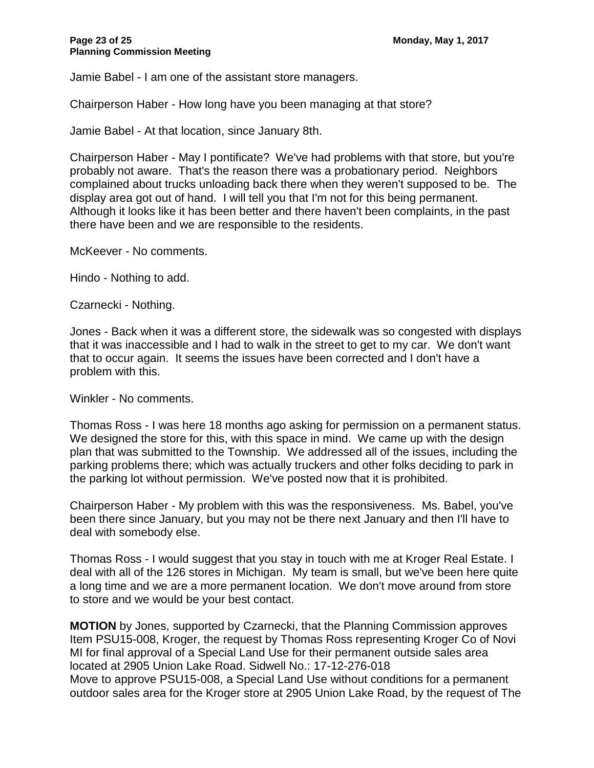Jamie Babel - I am one of the assistant store managers.

Chairperson Haber - How long have you been managing at that store?

Jamie Babel - At that location, since January 8th.

Chairperson Haber - May I pontificate? We've had problems with that store, but you're probably not aware. That's the reason there was a probationary period. Neighbors complained about trucks unloading back there when they weren't supposed to be. The display area got out of hand. I will tell you that I'm not for this being permanent. Although it looks like it has been better and there haven't been complaints, in the past there have been and we are responsible to the residents.

McKeever - No comments.

Hindo - Nothing to add.

Czarnecki - Nothing.

Jones - Back when it was a different store, the sidewalk was so congested with displays that it was inaccessible and I had to walk in the street to get to my car. We don't want that to occur again. It seems the issues have been corrected and I don't have a problem with this.

Winkler - No comments.

Thomas Ross - I was here 18 months ago asking for permission on a permanent status. We designed the store for this, with this space in mind. We came up with the design plan that was submitted to the Township. We addressed all of the issues, including the parking problems there; which was actually truckers and other folks deciding to park in the parking lot without permission. We've posted now that it is prohibited.

Chairperson Haber - My problem with this was the responsiveness. Ms. Babel, you've been there since January, but you may not be there next January and then I'll have to deal with somebody else.

Thomas Ross - I would suggest that you stay in touch with me at Kroger Real Estate. I deal with all of the 126 stores in Michigan. My team is small, but we've been here quite a long time and we are a more permanent location. We don't move around from store to store and we would be your best contact.

**MOTION** by Jones, supported by Czarnecki, that the Planning Commission approves Item PSU15-008, Kroger, the request by Thomas Ross representing Kroger Co of Novi MI for final approval of a Special Land Use for their permanent outside sales area located at 2905 Union Lake Road. Sidwell No.: 17-12-276-018
Move to approve PSU15-008, a Special Land Use without conditions for a permanent outdoor sales area for the Kroger store at 2905 Union Lake Road, by the request of The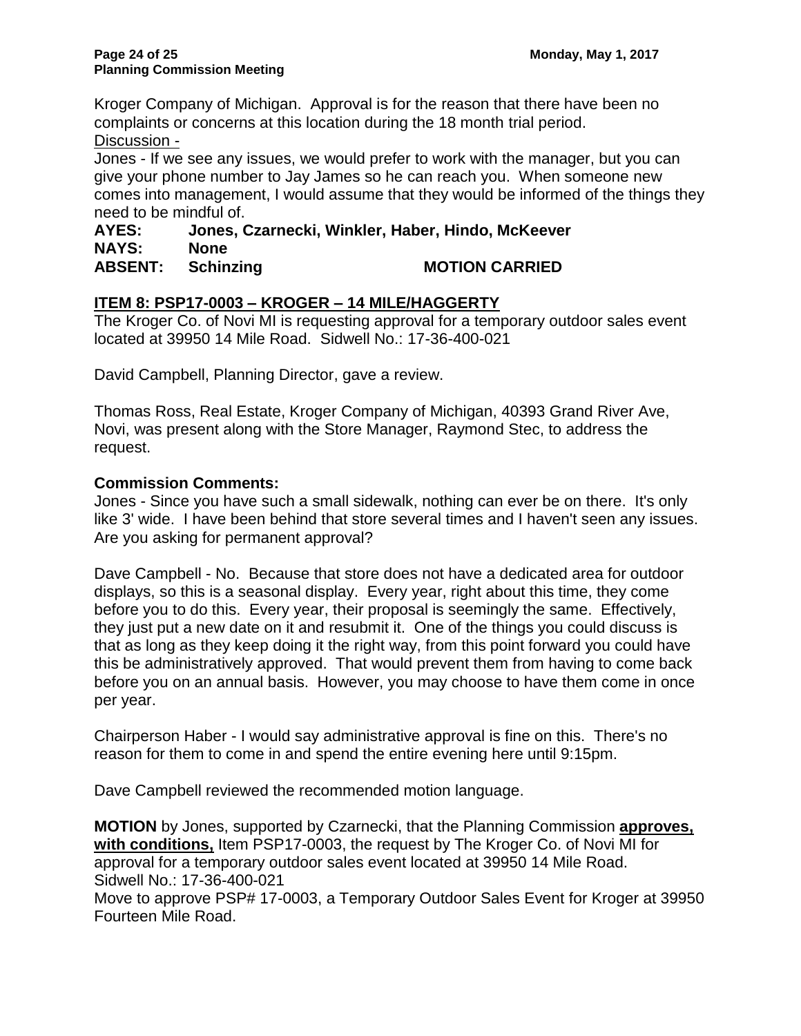Kroger Company of Michigan. Approval is for the reason that there have been no complaints or concerns at this location during the 18 month trial period.

Discussion -

Jones - If we see any issues, we would prefer to work with the manager, but you can give your phone number to Jay James so he can reach you. When someone new comes into management, I would assume that they would be informed of the things they need to be mindful of.

**AYES: Jones, Czarnecki, Winkler, Haber, Hindo, McKeever**
**NAYS: None**
**ABSENT: Schinzing MOTION CARRIED**

## ITEM 8: PSP17-0003 – KROGER – 14 MILE/HAGGERTY

The Kroger Co. of Novi MI is requesting approval for a temporary outdoor sales event located at 39950 14 Mile Road. Sidwell No.: 17-36-400-021

David Campbell, Planning Director, gave a review.

Thomas Ross, Real Estate, Kroger Company of Michigan, 40393 Grand River Ave, Novi, was present along with the Store Manager, Raymond Stec, to address the request.

**Commission Comments:**

Jones - Since you have such a small sidewalk, nothing can ever be on there. It's only like 3' wide. I have been behind that store several times and I haven't seen any issues. Are you asking for permanent approval?

Dave Campbell - No. Because that store does not have a dedicated area for outdoor displays, so this is a seasonal display. Every year, right about this time, they come before you to do this. Every year, their proposal is seemingly the same. Effectively, they just put a new date on it and resubmit it. One of the things you could discuss is that as long as they keep doing it the right way, from this point forward you could have this be administratively approved. That would prevent them from having to come back before you on an annual basis. However, you may choose to have them come in once per year.

Chairperson Haber - I would say administrative approval is fine on this. There's no reason for them to come in and spend the entire evening here until 9:15pm.

Dave Campbell reviewed the recommended motion language.

**MOTION** by Jones, supported by Czarnecki, that the Planning Commission **approves, with conditions,** Item PSP17-0003, the request by The Kroger Co. of Novi MI for approval for a temporary outdoor sales event located at 39950 14 Mile Road. Sidwell No.: 17-36-400-021

Move to approve PSP# 17-0003, a Temporary Outdoor Sales Event for Kroger at 39950 Fourteen Mile Road.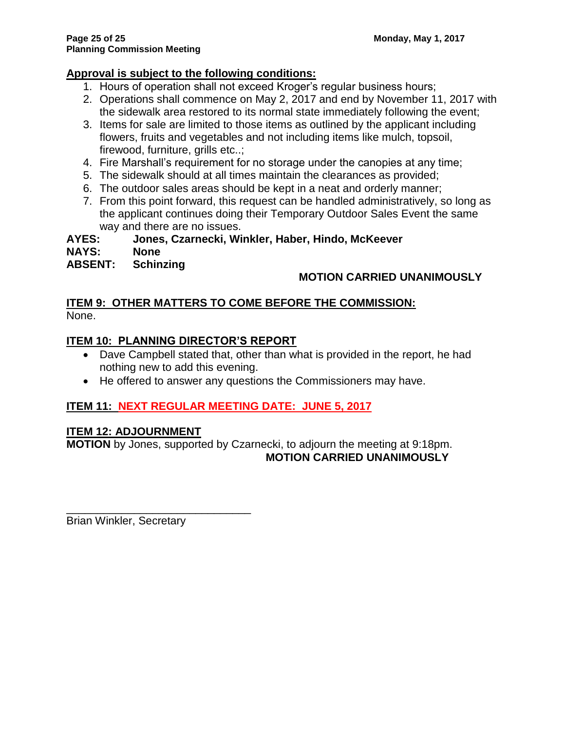**Approval is subject to the following conditions:**

1. Hours of operation shall not exceed Kroger's regular business hours;
2. Operations shall commence on May 2, 2017 and end by November 11, 2017 with the sidewalk area restored to its normal state immediately following the event;
3. Items for sale are limited to those items as outlined by the applicant including flowers, fruits and vegetables and not including items like mulch, topsoil, firewood, furniture, grills etc..;
4. Fire Marshall's requirement for no storage under the canopies at any time;
5. The sidewalk should at all times maintain the clearances as provided;
6. The outdoor sales areas should be kept in a neat and orderly manner;
7. From this point forward, this request can be handled administratively, so long as the applicant continues doing their Temporary Outdoor Sales Event the same way and there are no issues.

**AYES:** **Jones, Czarnecki, Winkler, Haber, Hindo, McKeever**
**NAYS:** **None**
**ABSENT:** **Schinzing**

**MOTION CARRIED UNANIMOUSLY**

## ITEM 9: OTHER MATTERS TO COME BEFORE THE COMMISSION:

None.

## ITEM 10: PLANNING DIRECTOR'S REPORT

- Dave Campbell stated that, other than what is provided in the report, he had nothing new to add this evening.
- He offered to answer any questions the Commissioners may have.

## ITEM 11: NEXT REGULAR MEETING DATE: JUNE 5, 2017

## ITEM 12: ADJOURNMENT

**MOTION** by Jones, supported by Czarnecki, to adjourn the meeting at 9:18pm.

**MOTION CARRIED UNANIMOUSLY**

\_\_\_\_\_\_\_\_\_\_\_\_\_\_\_\_\_\_\_\_\_\_\_\_\_\_\_\_\_\_\_\_
Brian Winkler, Secretary